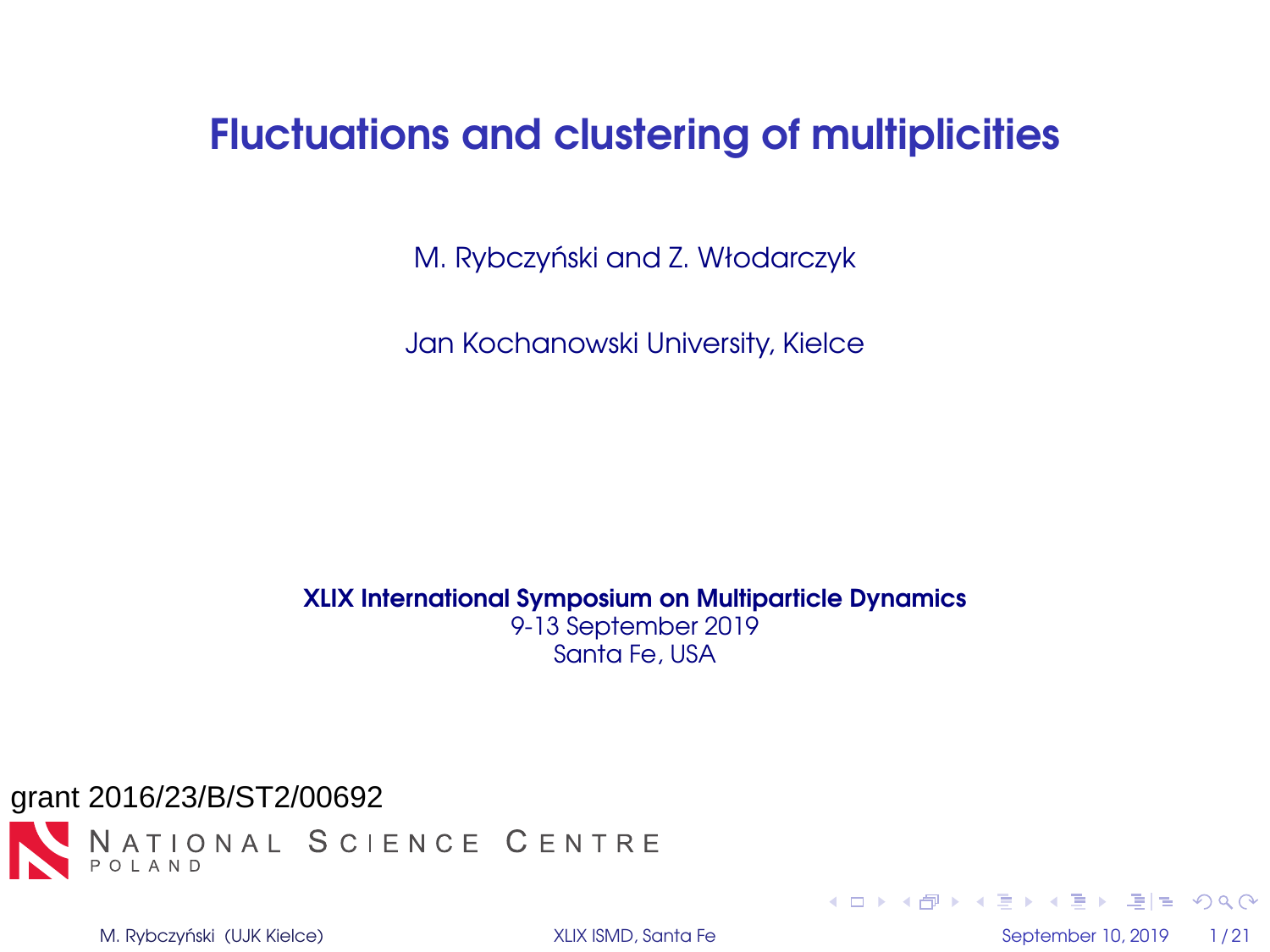# Fluctuations and clustering of multiplicities

M. Rybczyński and Z. Włodarczyk

Jan Kochanowski University, Kielce

**XLIX International Symposium on Multiparticle Dynamics**
9-13 September 2019
Santa Fe, USA

grant 2016/23/B/ST2/00692

NATIONAL SCIENCE CENTRE
POLAND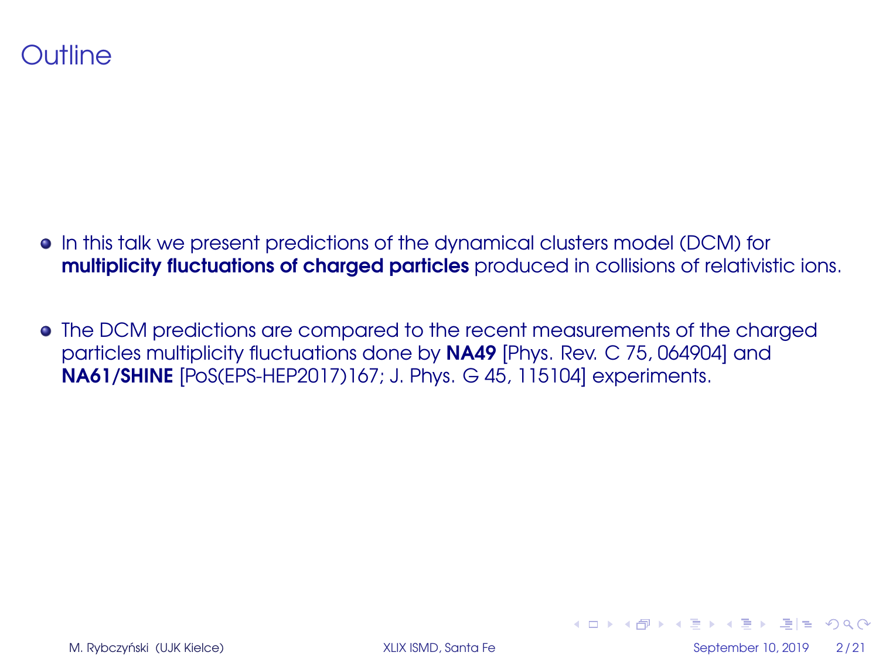# Outline

- In this talk we present predictions of the dynamical clusters model (DCM) for **multiplicity fluctuations of charged particles** produced in collisions of relativistic ions.

- The DCM predictions are compared to the recent measurements of the charged particles multiplicity fluctuations done by **NA49** [Phys. Rev. C 75, 064904] and **NA61/SHINE** [PoS(EPS-HEP2017)167; J. Phys. G 45, 115104] experiments.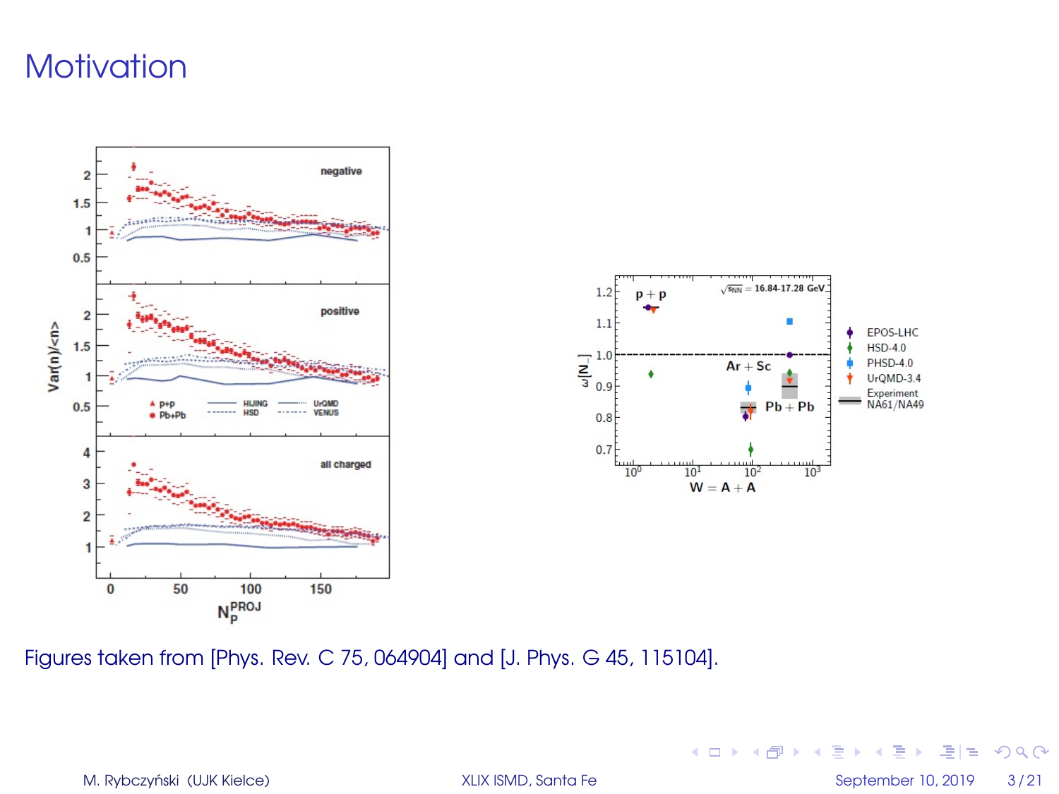# Motivation

Figures taken from [Phys. Rev. C 75, 064904] and [J. Phys. G 45, 115104].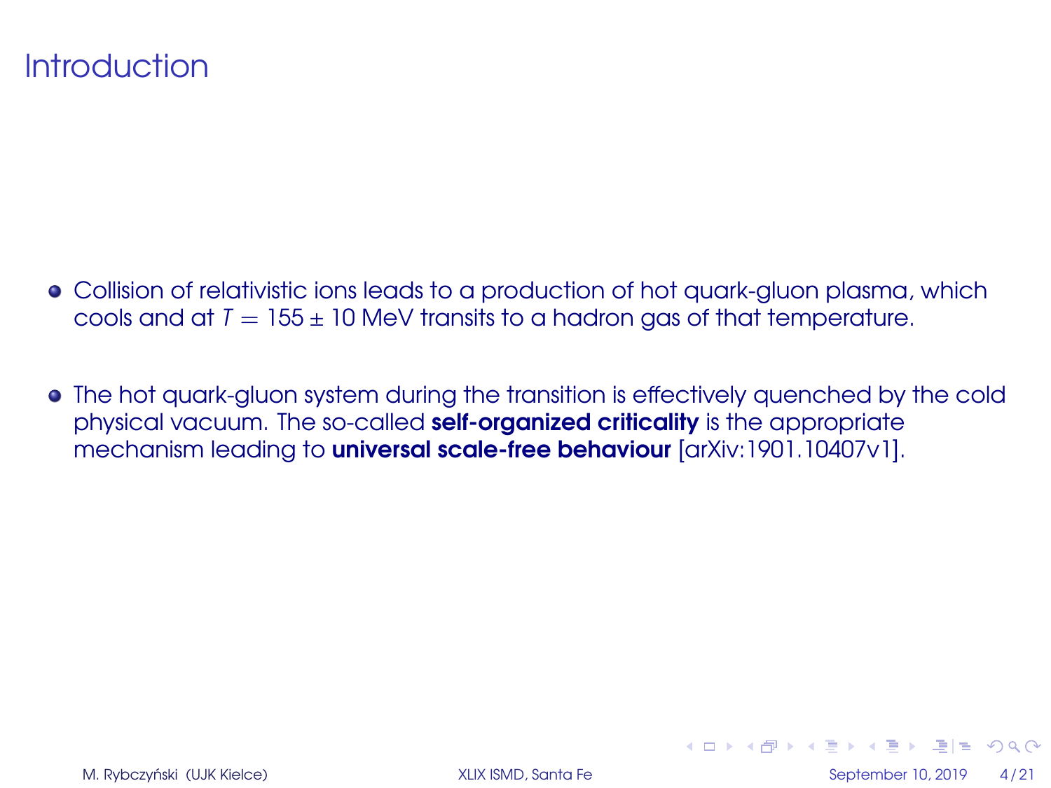# Introduction

- Collision of relativistic ions leads to a production of hot quark-gluon plasma, which cools and at $T = 155 \pm 10$ MeV transits to a hadron gas of that temperature.

- The hot quark-gluon system during the transition is effectively quenched by the cold physical vacuum. The so-called **self-organized criticality** is the appropriate mechanism leading to **universal scale-free behaviour** [arXiv:1901.10407v1].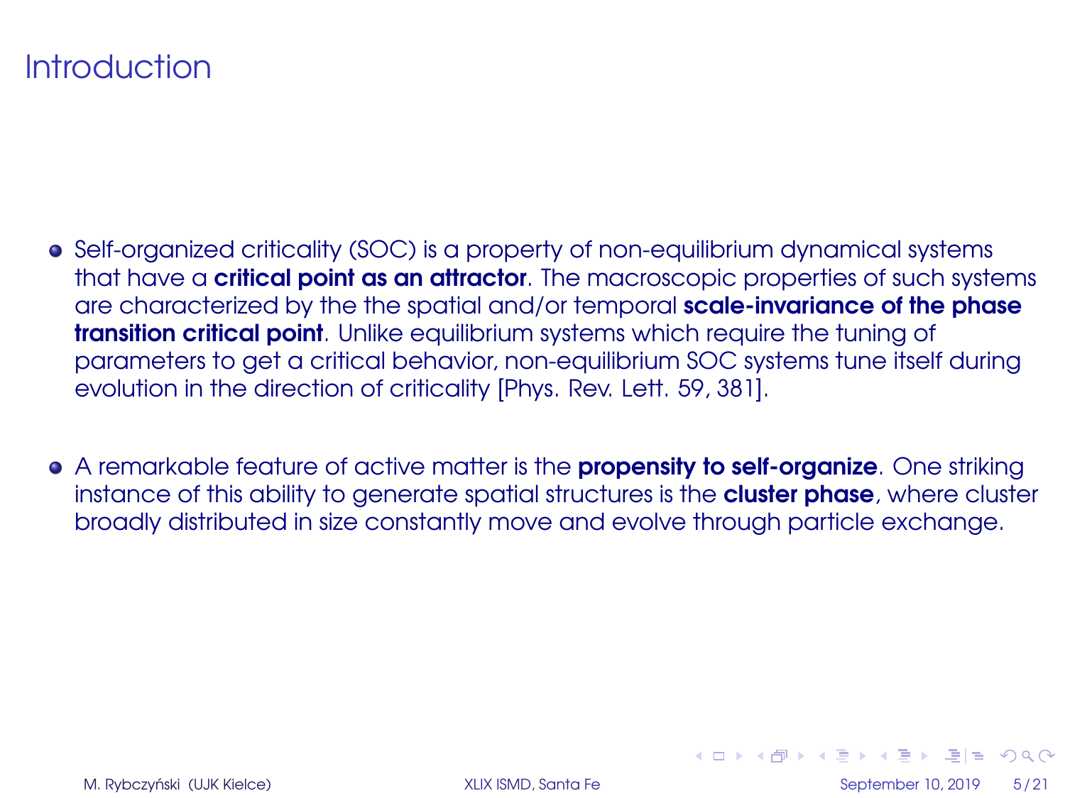# Introduction

- Self-organized criticality (SOC) is a property of non-equilibrium dynamical systems that have a **critical point as an attractor**. The macroscopic properties of such systems are characterized by the the spatial and/or temporal **scale-invariance of the phase transition critical point**. Unlike equilibrium systems which require the tuning of parameters to get a critical behavior, non-equilibrium SOC systems tune itself during evolution in the direction of criticality [Phys. Rev. Lett. 59, 381].

- A remarkable feature of active matter is the **propensity to self-organize**. One striking instance of this ability to generate spatial structures is the **cluster phase**, where cluster broadly distributed in size constantly move and evolve through particle exchange.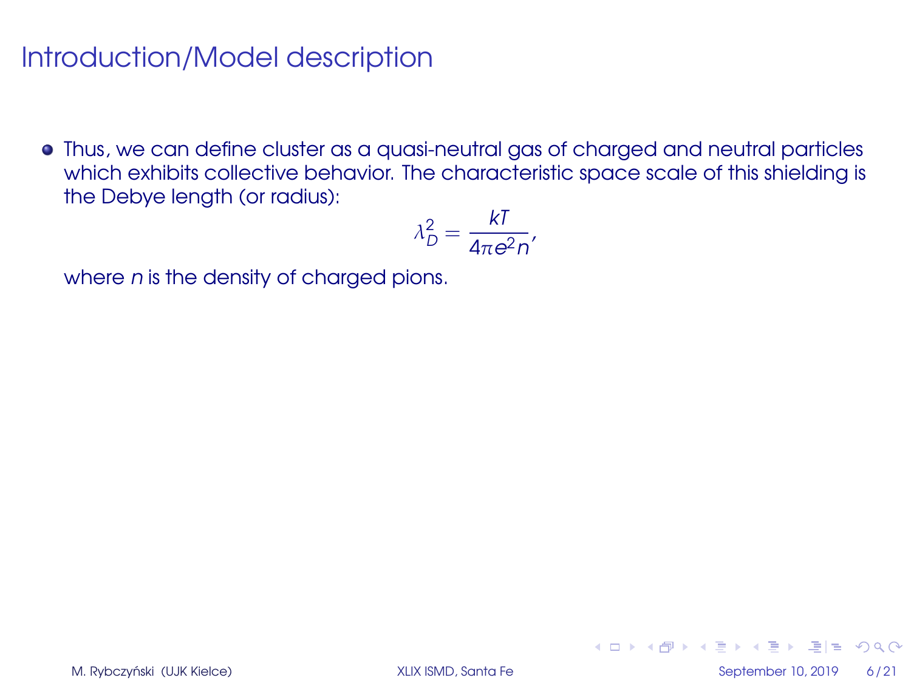# Introduction/Model description

- Thus, we can define cluster as a quasi-neutral gas of charged and neutral particles which exhibits collective behavior. The characteristic space scale of this shielding is the Debye length (or radius):

$$\lambda_D^2 = \frac{kT}{4\pi e^2 n},$$

  where $n$ is the density of charged pions.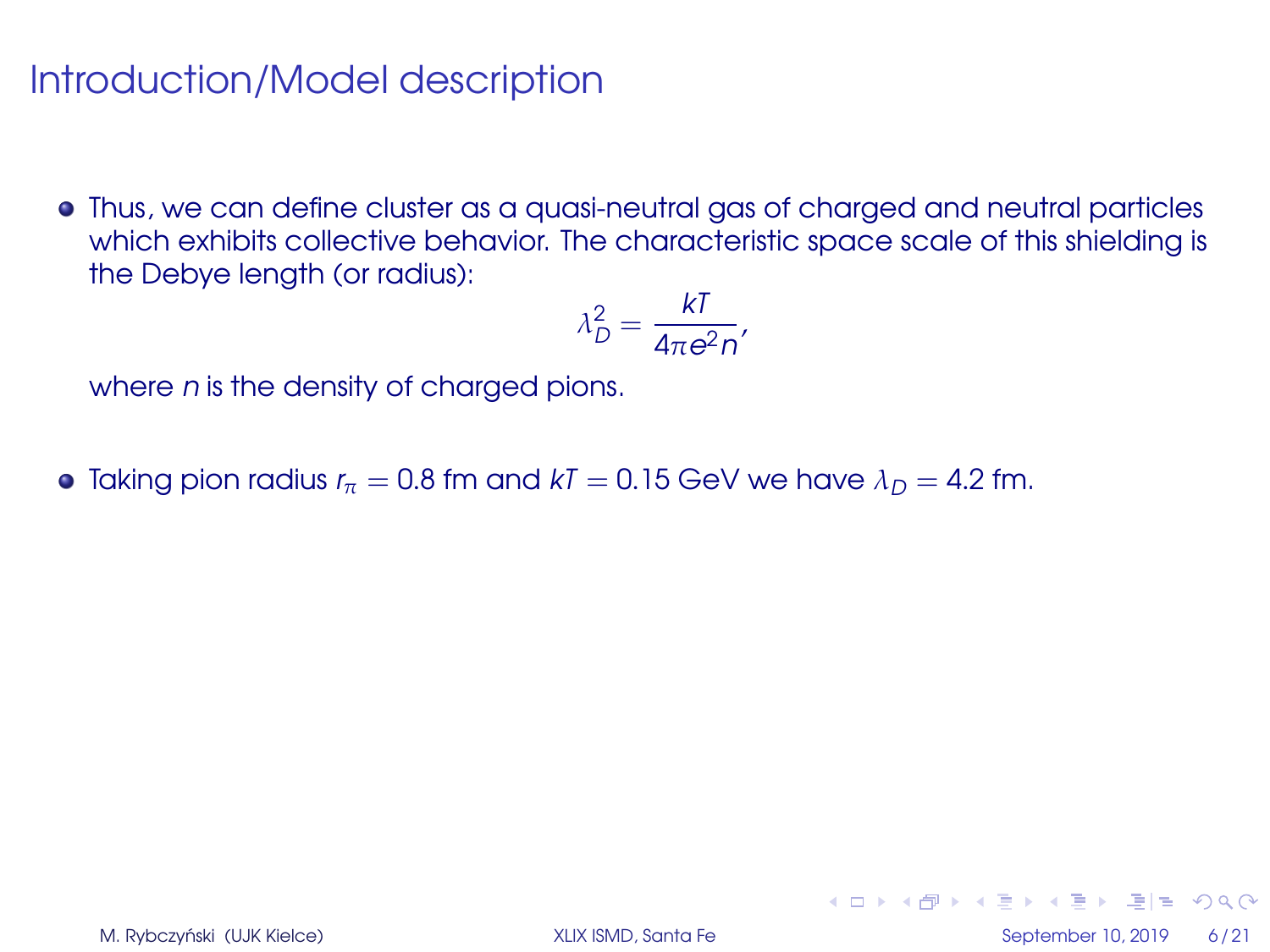# Introduction/Model description

- Thus, we can define cluster as a quasi-neutral gas of charged and neutral particles which exhibits collective behavior. The characteristic space scale of this shielding is the Debye length (or radius):

$$\lambda_D^2 = \frac{kT}{4\pi e^2 n},$$

  where $n$ is the density of charged pions.

- Taking pion radius $r_\pi = 0.8$ fm and $kT = 0.15$ GeV we have $\lambda_D = 4.2$ fm.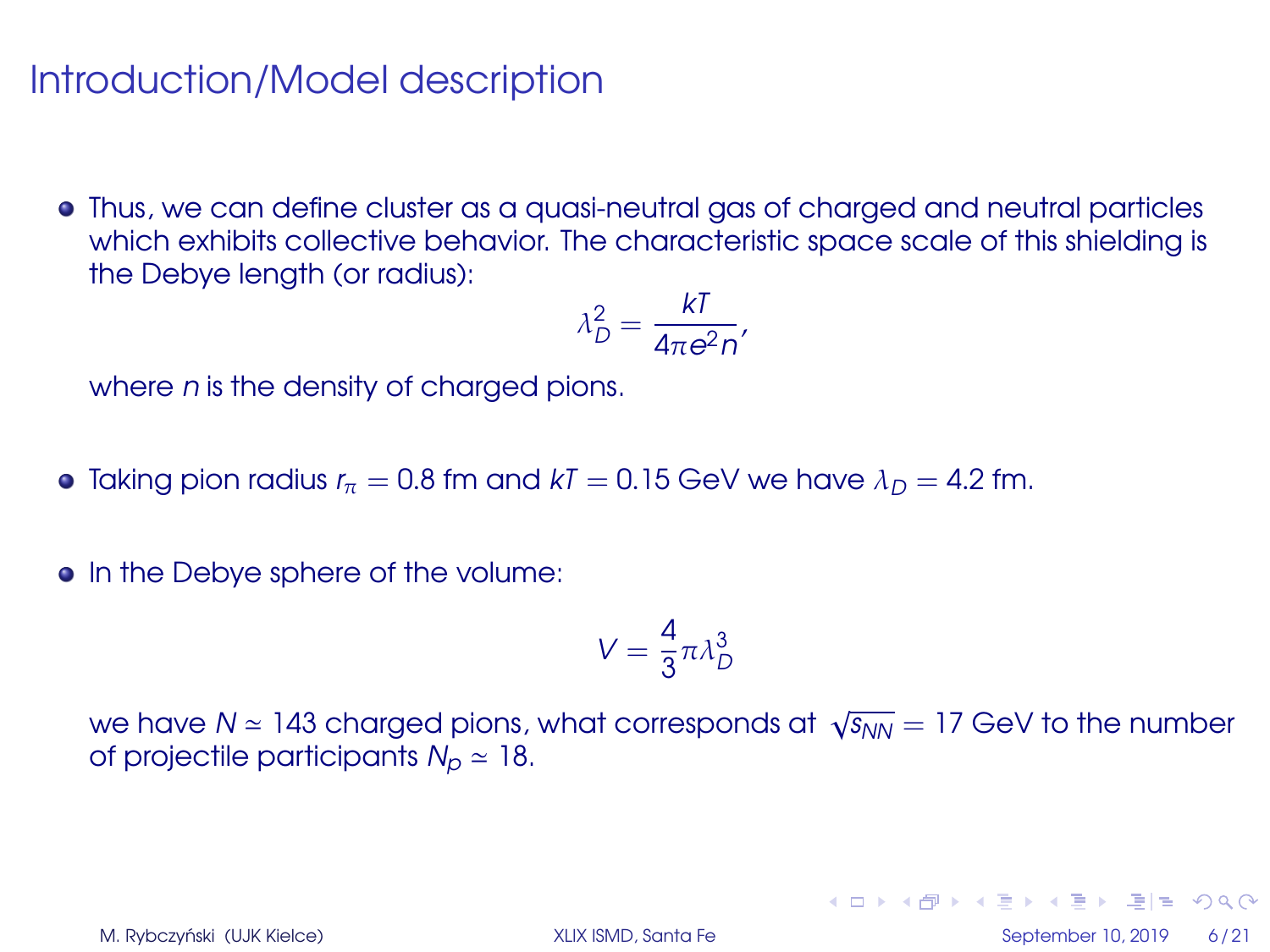# Introduction/Model description

- Thus, we can define cluster as a quasi-neutral gas of charged and neutral particles which exhibits collective behavior. The characteristic space scale of this shielding is the Debye length (or radius):

$$\lambda_D^2 = \frac{kT}{4\pi e^2 n},$$

  where $n$ is the density of charged pions.

- Taking pion radius $r_\pi = 0.8$ fm and $kT = 0.15$ GeV we have $\lambda_D = 4.2$ fm.

- In the Debye sphere of the volume:

$$V = \frac{4}{3}\pi\lambda_D^3$$

  we have $N \simeq 143$ charged pions, what corresponds at $\sqrt{s_{NN}} = 17$ GeV to the number of projectile participants $N_p \simeq 18$.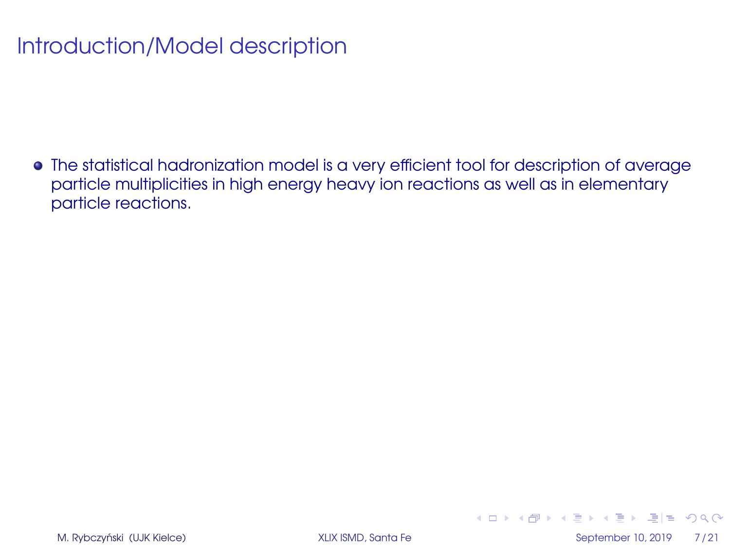# Introduction/Model description

- The statistical hadronization model is a very efficient tool for description of average particle multiplicities in high energy heavy ion reactions as well as in elementary particle reactions.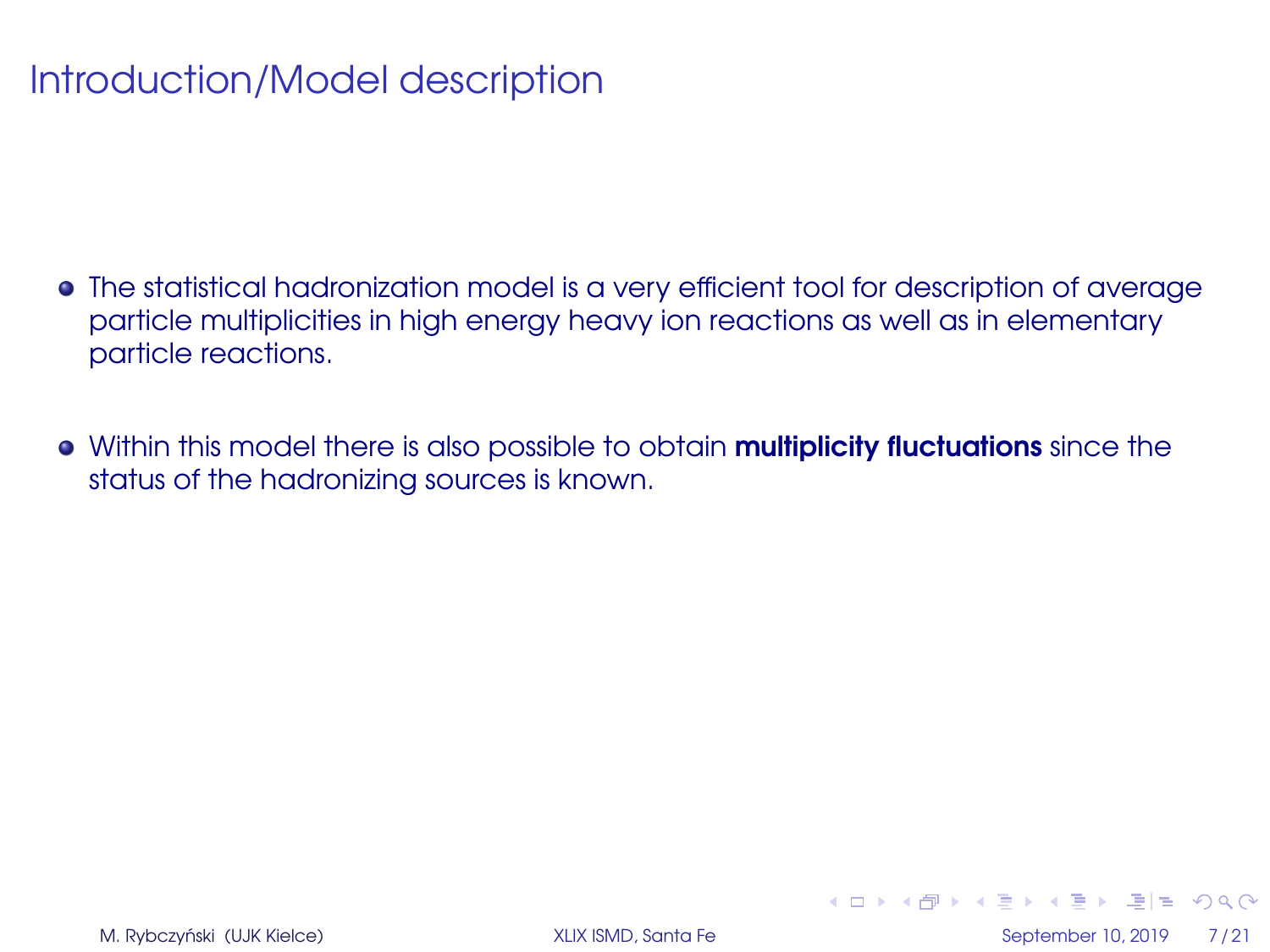# Introduction/Model description

- The statistical hadronization model is a very efficient tool for description of average particle multiplicities in high energy heavy ion reactions as well as in elementary particle reactions.

- Within this model there is also possible to obtain **multiplicity fluctuations** since the status of the hadronizing sources is known.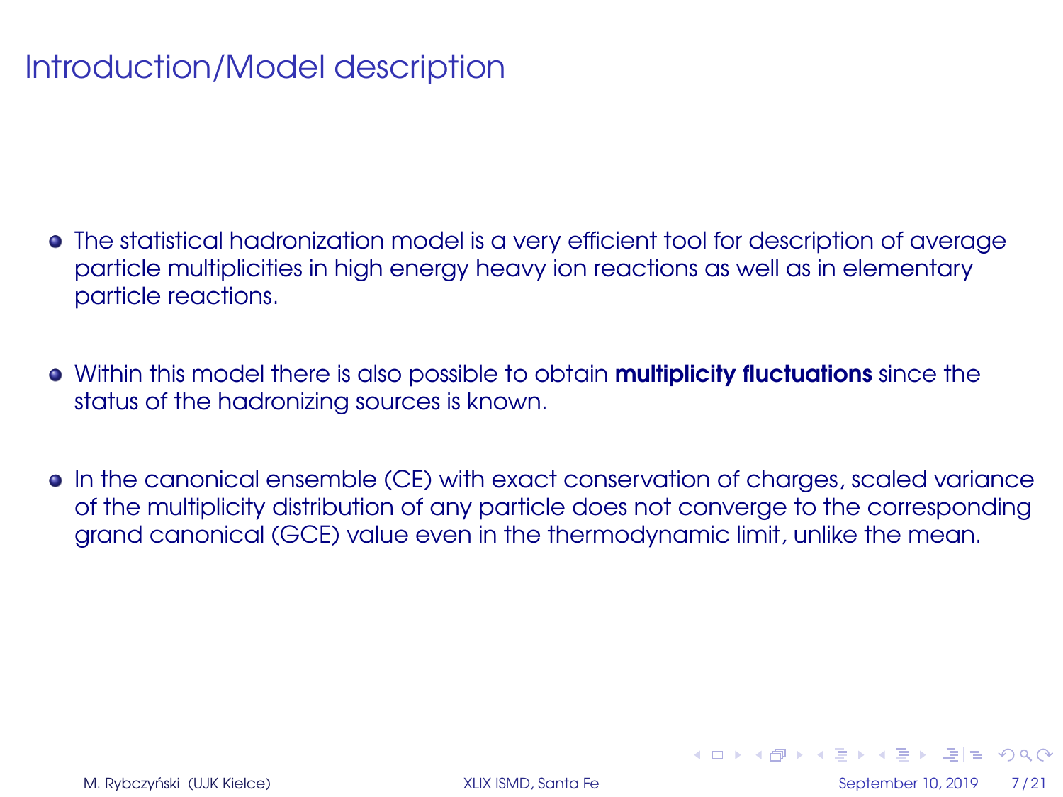# Introduction/Model description

- The statistical hadronization model is a very efficient tool for description of average particle multiplicities in high energy heavy ion reactions as well as in elementary particle reactions.
- Within this model there is also possible to obtain **multiplicity fluctuations** since the status of the hadronizing sources is known.
- In the canonical ensemble (CE) with exact conservation of charges, scaled variance of the multiplicity distribution of any particle does not converge to the corresponding grand canonical (GCE) value even in the thermodynamic limit, unlike the mean.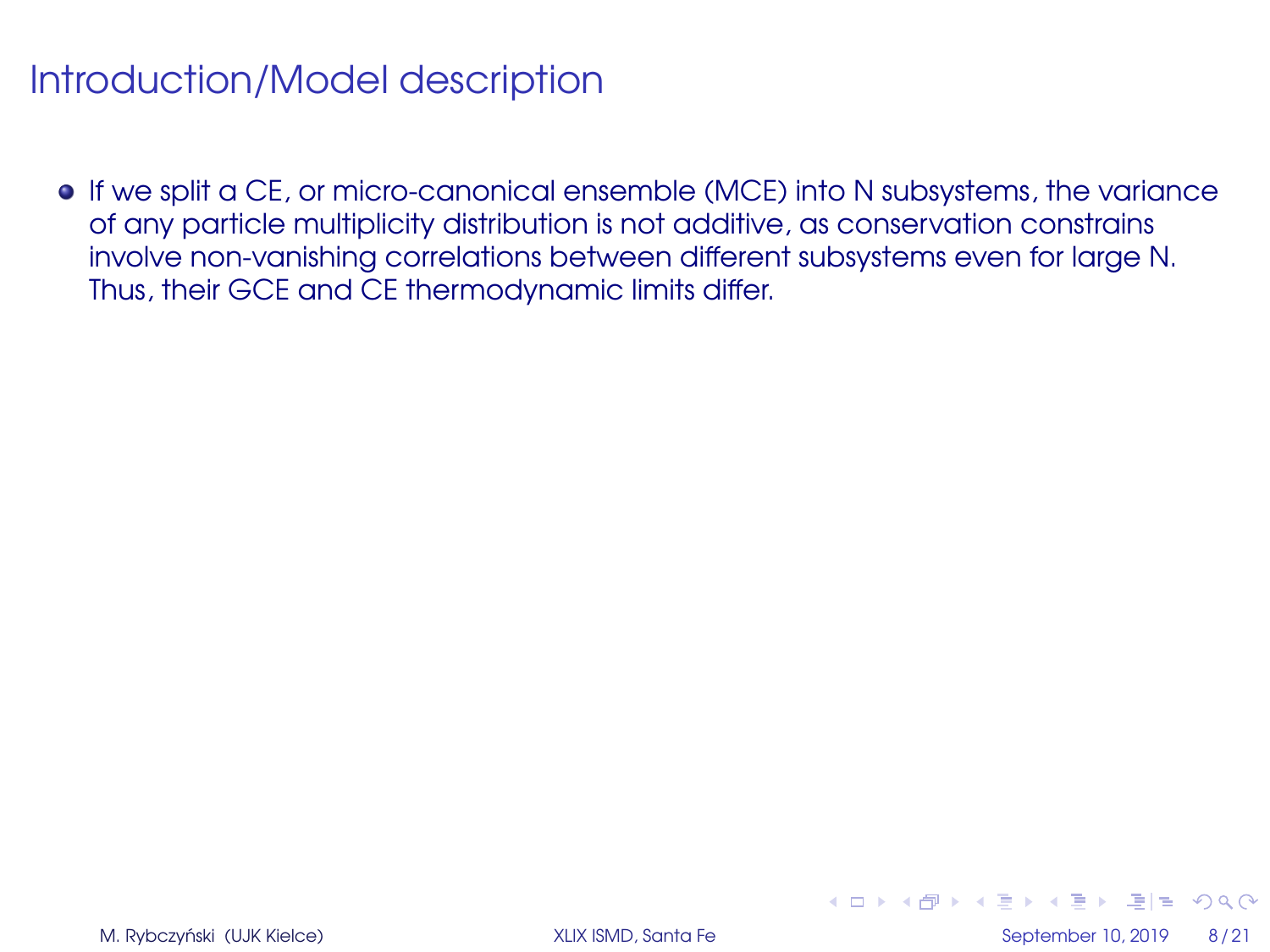# Introduction/Model description

- If we split a CE, or micro-canonical ensemble (MCE) into N subsystems, the variance of any particle multiplicity distribution is not additive, as conservation constrains involve non-vanishing correlations between different subsystems even for large N. Thus, their GCE and CE thermodynamic limits differ.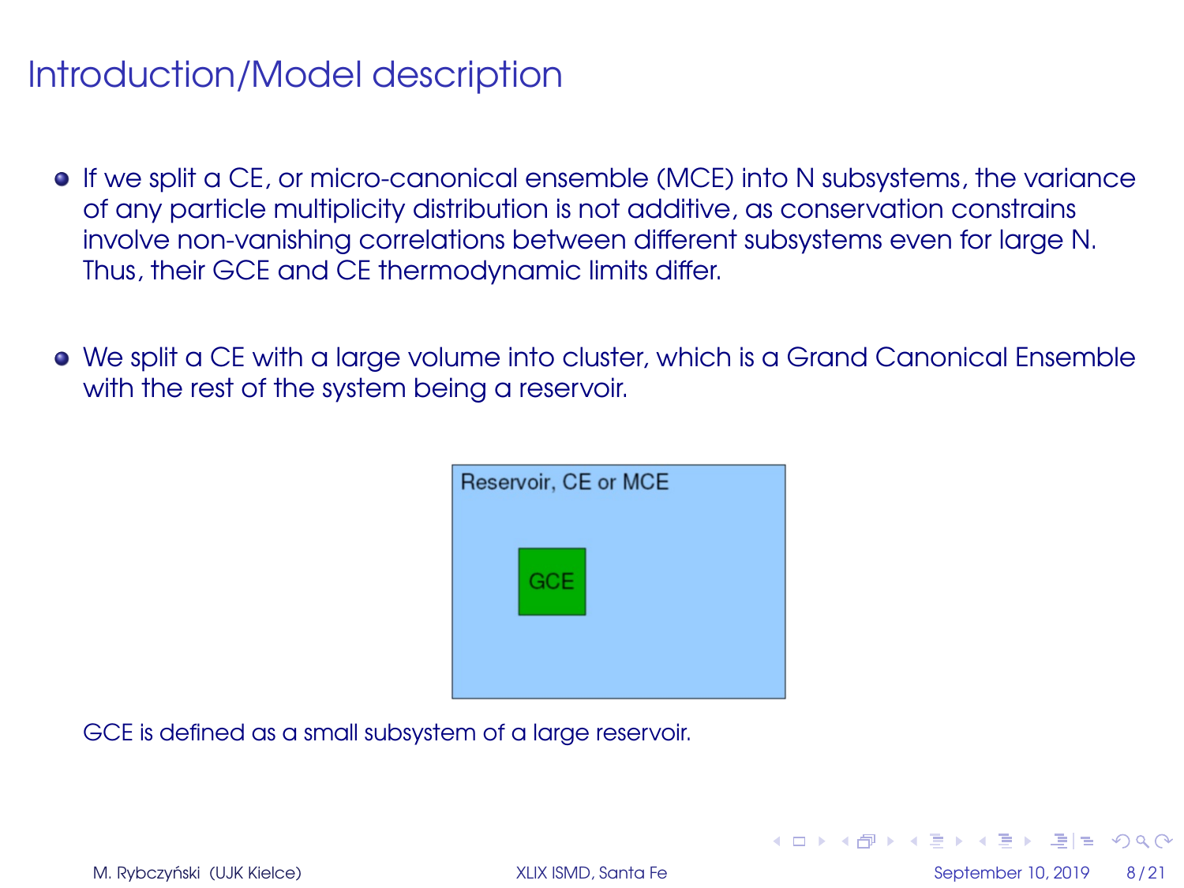# Introduction/Model description

- If we split a CE, or micro-canonical ensemble (MCE) into N subsystems, the variance of any particle multiplicity distribution is not additive, as conservation constrains involve non-vanishing correlations between different subsystems even for large N. Thus, their GCE and CE thermodynamic limits differ.

- We split a CE with a large volume into cluster, which is a Grand Canonical Ensemble with the rest of the system being a reservoir.

Reservoir, CE or MCE

GCE

GCE is defined as a small subsystem of a large reservoir.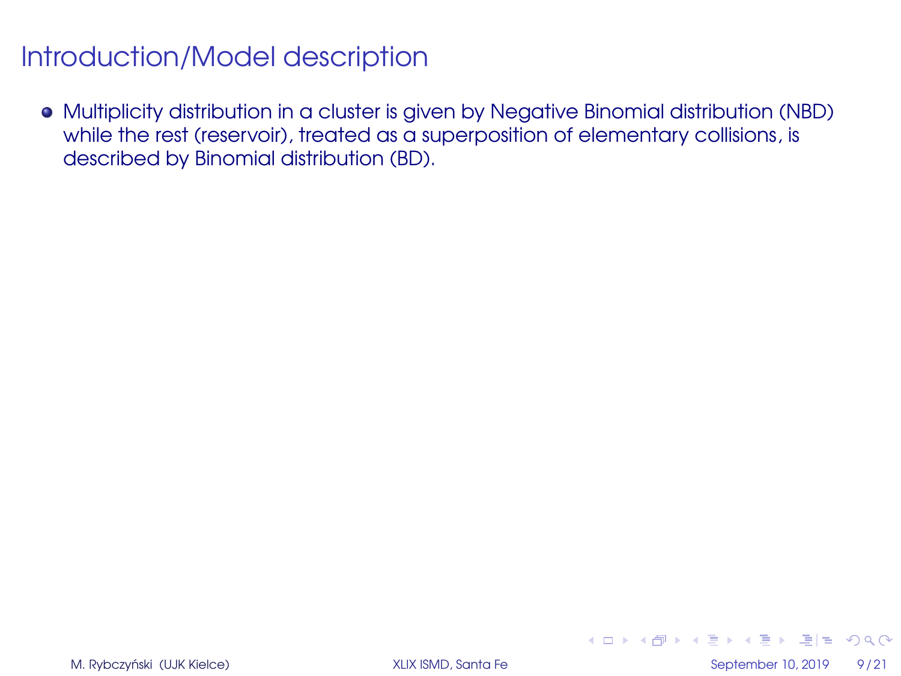# Introduction/Model description

- Multiplicity distribution in a cluster is given by Negative Binomial distribution (NBD) while the rest (reservoir), treated as a superposition of elementary collisions, is described by Binomial distribution (BD).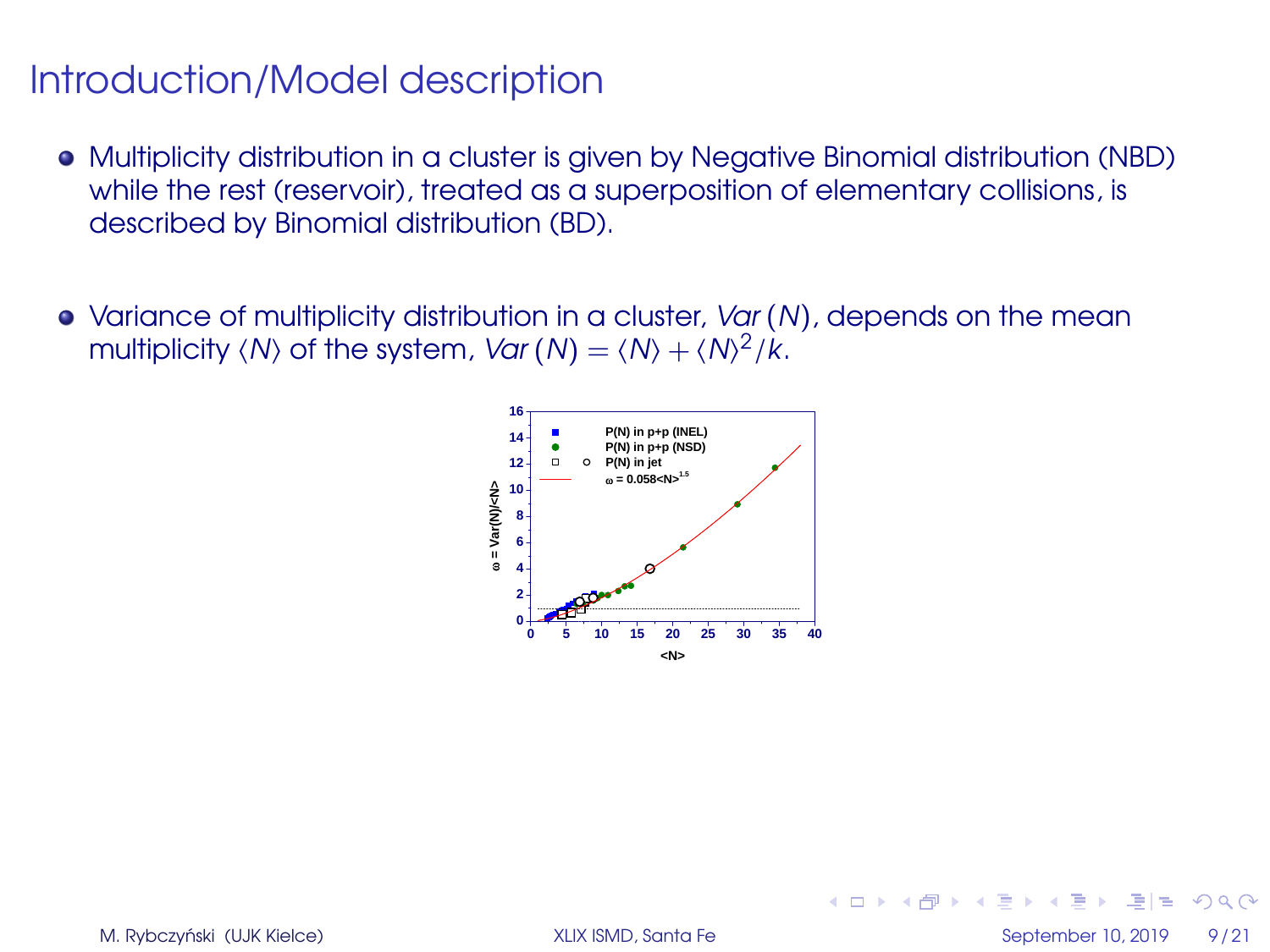# Introduction/Model description

- Multiplicity distribution in a cluster is given by Negative Binomial distribution (NBD) while the rest (reservoir), treated as a superposition of elementary collisions, is described by Binomial distribution (BD).

- Variance of multiplicity distribution in a cluster, $Var(N)$, depends on the mean multiplicity $\langle N \rangle$ of the system, $Var(N) = \langle N \rangle + \langle N \rangle^2 / k$.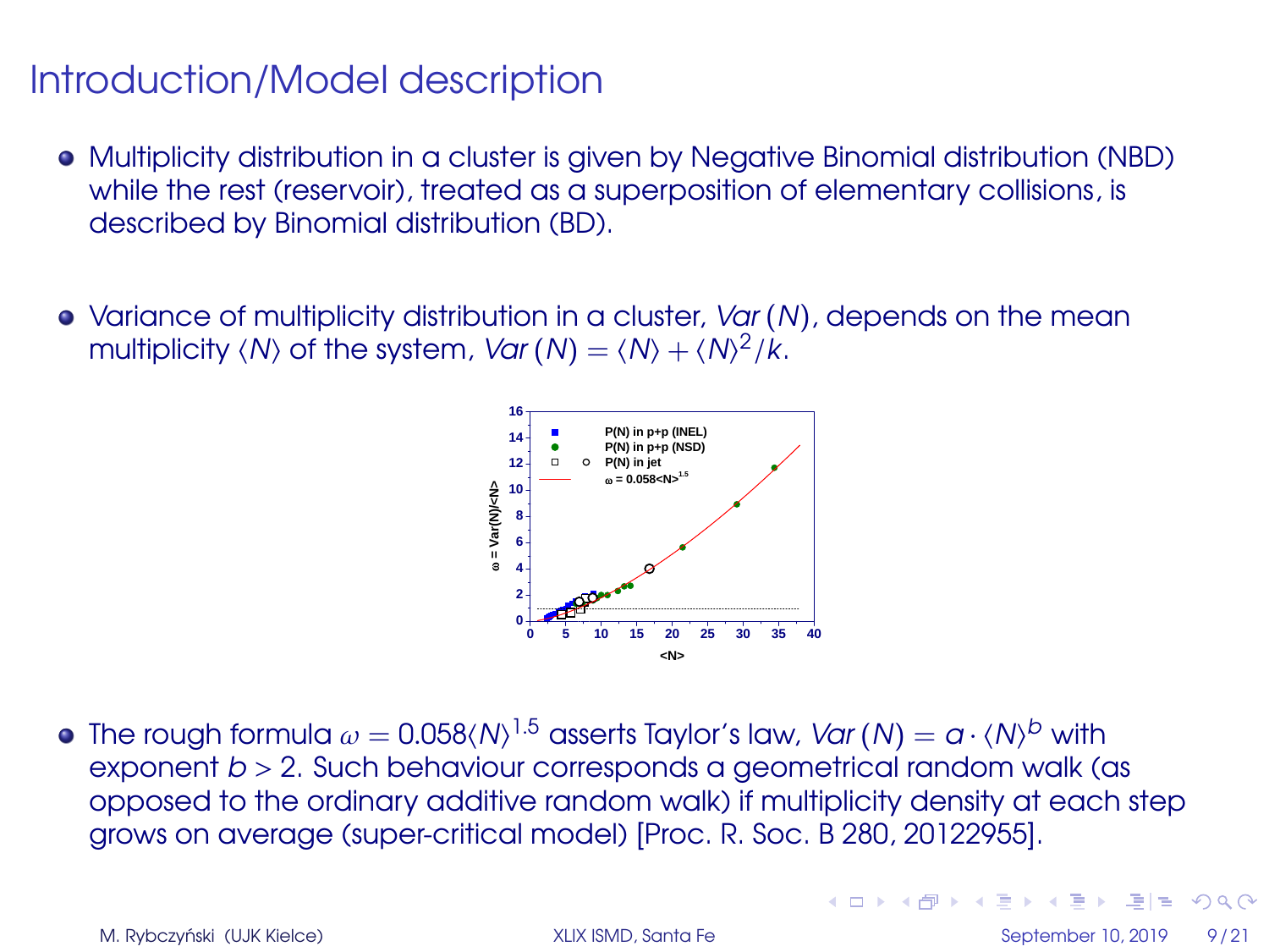# Introduction/Model description

- Multiplicity distribution in a cluster is given by Negative Binomial distribution (NBD) while the rest (reservoir), treated as a superposition of elementary collisions, is described by Binomial distribution (BD).

- Variance of multiplicity distribution in a cluster, $Var(N)$, depends on the mean multiplicity $\langle N \rangle$ of the system, $Var(N) = \langle N \rangle + \langle N \rangle^2/k$.

- The rough formula $\omega = 0.058\langle N \rangle^{1.5}$ asserts Taylor's law, $Var(N) = a \cdot \langle N \rangle^b$ with exponent $b > 2$. Such behaviour corresponds a geometrical random walk (as opposed to the ordinary additive random walk) if multiplicity density at each step grows on average (super-critical model) [Proc. R. Soc. B 280, 20122955].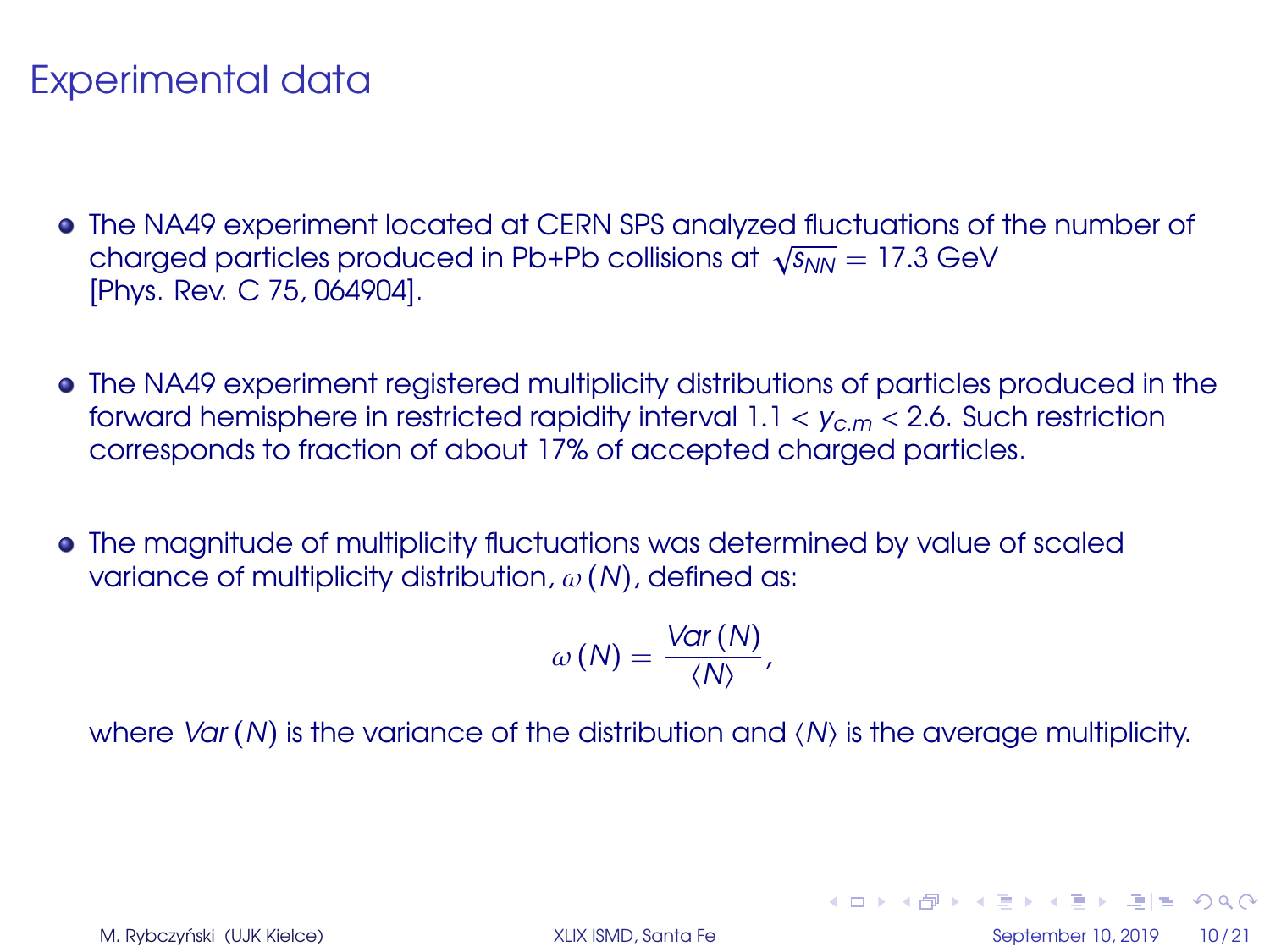# Experimental data

- The NA49 experiment located at CERN SPS analyzed fluctuations of the number of charged particles produced in Pb+Pb collisions at $\sqrt{s_{NN}} = 17.3$ GeV [Phys. Rev. C 75, 064904].

- The NA49 experiment registered multiplicity distributions of particles produced in the forward hemisphere in restricted rapidity interval $1.1 < y_{c.m} < 2.6$. Such restriction corresponds to fraction of about 17% of accepted charged particles.

- The magnitude of multiplicity fluctuations was determined by value of scaled variance of multiplicity distribution, $\omega(N)$, defined as:

$$\omega(N) = \frac{Var(N)}{\langle N \rangle},$$

  where $Var(N)$ is the variance of the distribution and $\langle N \rangle$ is the average multiplicity.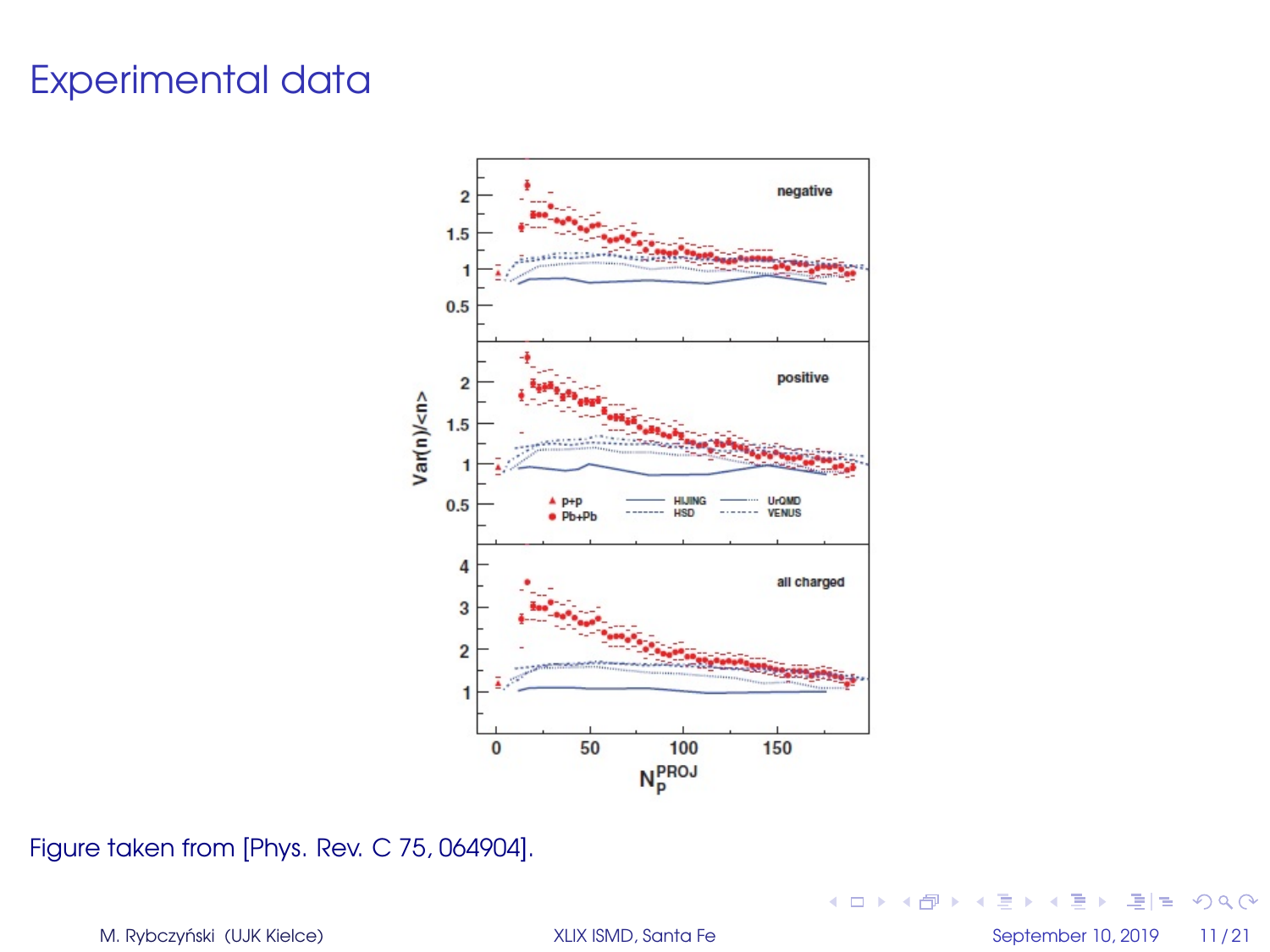# Experimental data

Figure taken from [Phys. Rev. C 75, 064904].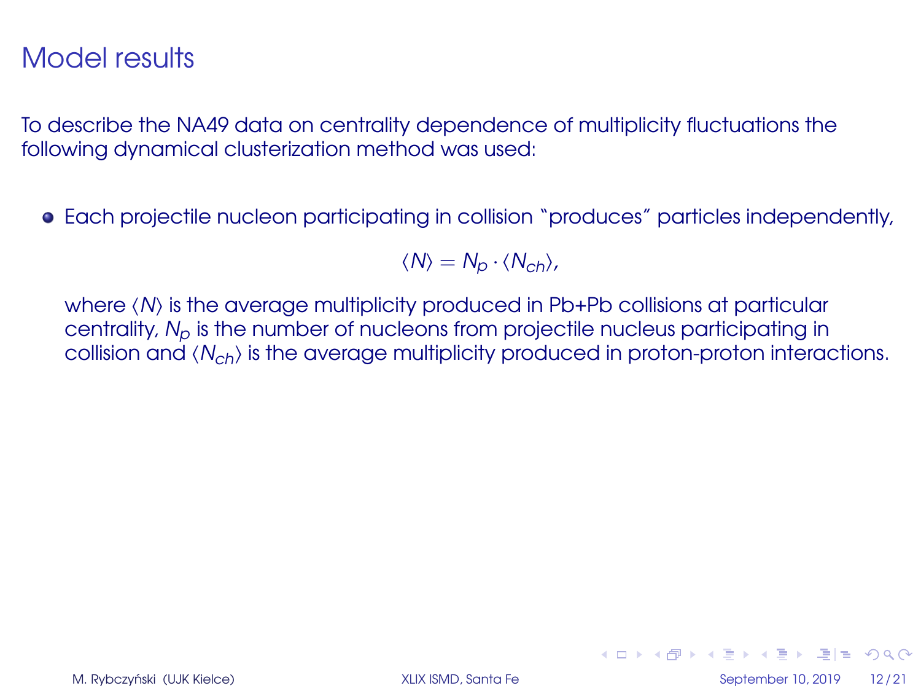# Model results

To describe the NA49 data on centrality dependence of multiplicity fluctuations the following dynamical clusterization method was used:

- Each projectile nucleon participating in collision "produces" particles independently,

$$\langle N \rangle = N_p \cdot \langle N_{ch} \rangle,$$

  where $\langle N \rangle$ is the average multiplicity produced in Pb+Pb collisions at particular centrality, $N_p$ is the number of nucleons from projectile nucleus participating in collision and $\langle N_{ch} \rangle$ is the average multiplicity produced in proton-proton interactions.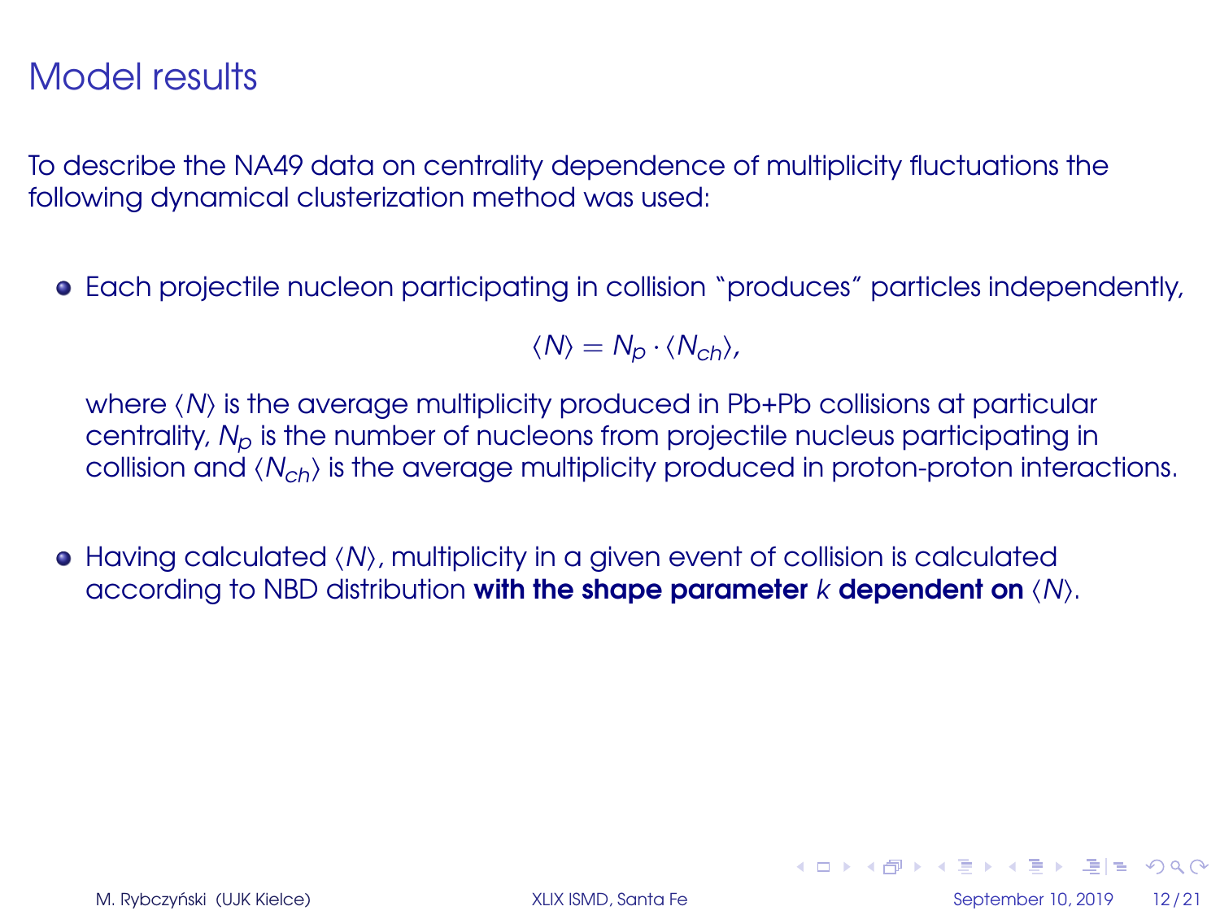# Model results

To describe the NA49 data on centrality dependence of multiplicity fluctuations the following dynamical clusterization method was used:

- Each projectile nucleon participating in collision "produces" particles independently,

$$\langle N \rangle = N_p \cdot \langle N_{ch} \rangle,$$

  where $\langle N \rangle$ is the average multiplicity produced in Pb+Pb collisions at particular centrality, $N_p$ is the number of nucleons from projectile nucleus participating in collision and $\langle N_{ch} \rangle$ is the average multiplicity produced in proton-proton interactions.

- Having calculated $\langle N \rangle$, multiplicity in a given event of collision is calculated according to NBD distribution **with the shape parameter $k$ dependent on $\langle N \rangle$**.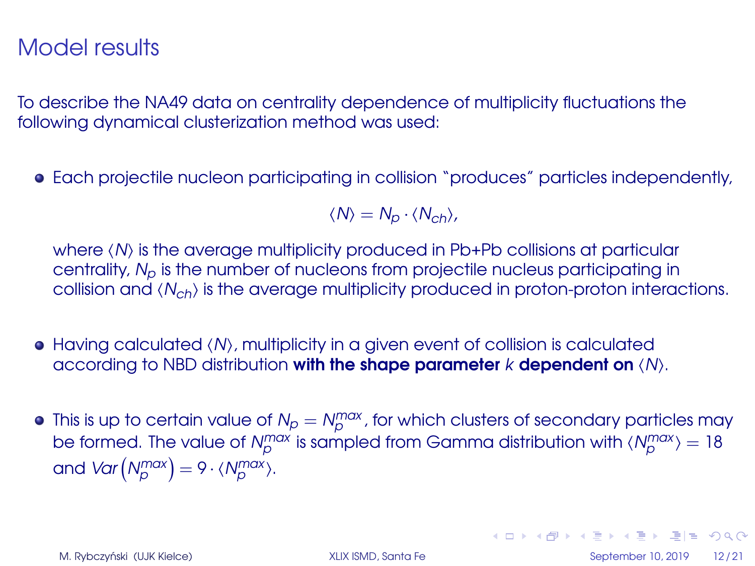# Model results

To describe the NA49 data on centrality dependence of multiplicity fluctuations the following dynamical clusterization method was used:

- Each projectile nucleon participating in collision "produces" particles independently,

  $$\langle N \rangle = N_p \cdot \langle N_{ch} \rangle,$$

  where $\langle N \rangle$ is the average multiplicity produced in Pb+Pb collisions at particular centrality, $N_p$ is the number of nucleons from projectile nucleus participating in collision and $\langle N_{ch} \rangle$ is the average multiplicity produced in proton-proton interactions.

- Having calculated $\langle N \rangle$, multiplicity in a given event of collision is calculated according to NBD distribution **with the shape parameter $k$ dependent on $\langle N \rangle$**.

- This is up to certain value of $N_p = N_p^{max}$, for which clusters of secondary particles may be formed. The value of $N_p^{max}$ is sampled from Gamma distribution with $\langle N_p^{max} \rangle = 18$ and $Var\left(N_p^{max}\right) = 9 \cdot \langle N_p^{max} \rangle$.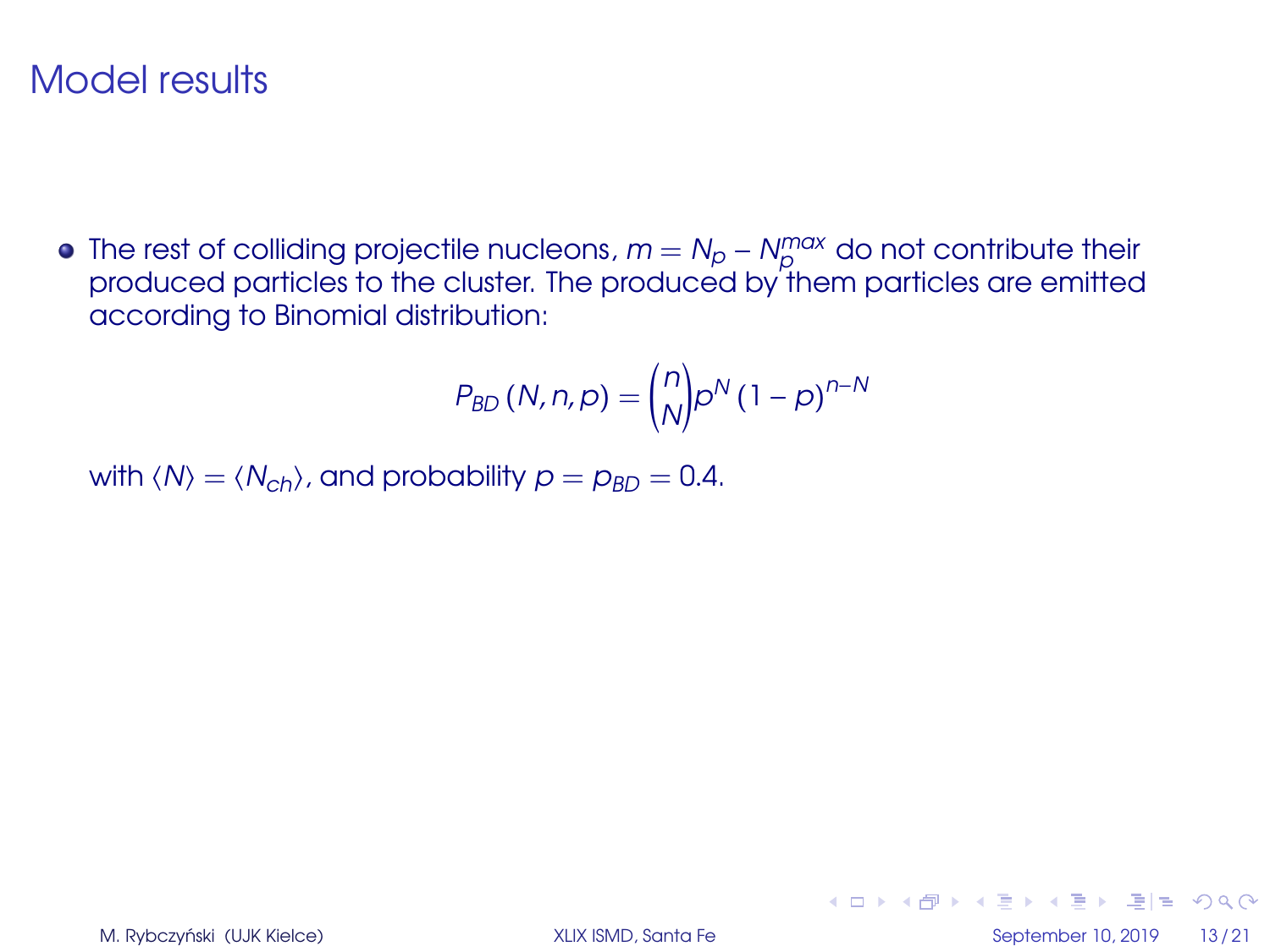# Model results

- The rest of colliding projectile nucleons, $m = N_p - N_p^{max}$ do not contribute their produced particles to the cluster. The produced by them particles are emitted according to Binomial distribution:

$$P_{BD}(N, n, p) = \binom{n}{N} p^N (1-p)^{n-N}$$

with $\langle N \rangle = \langle N_{ch} \rangle$, and probability $p = p_{BD} = 0.4$.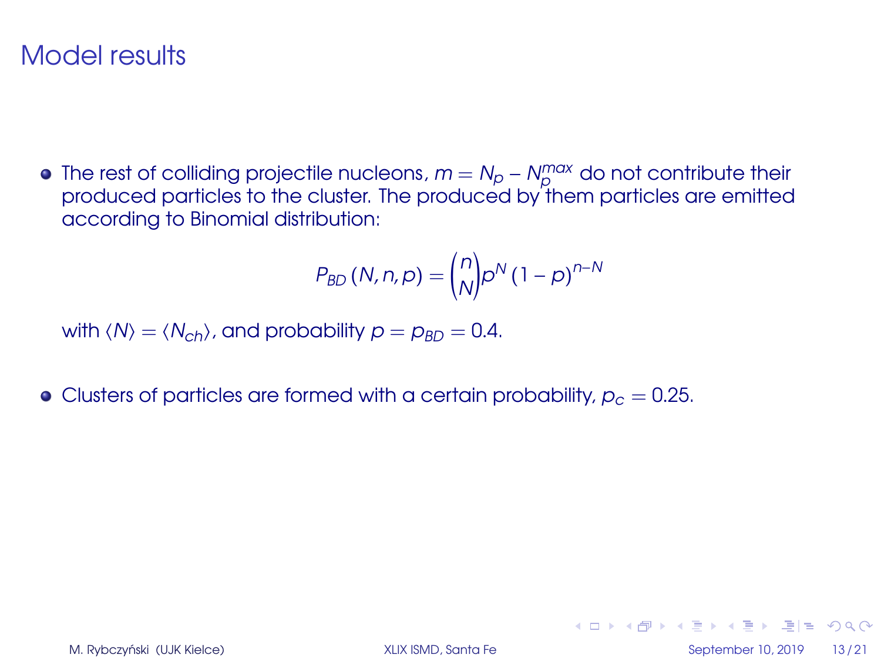# Model results

- The rest of colliding projectile nucleons, $m = N_p - N_p^{max}$ do not contribute their produced particles to the cluster. The produced by them particles are emitted according to Binomial distribution:

$$P_{BD}(N, n, p) = \binom{n}{N} p^N (1-p)^{n-N}$$

  with $\langle N \rangle = \langle N_{ch} \rangle$, and probability $p = p_{BD} = 0.4$.

- Clusters of particles are formed with a certain probability, $p_c = 0.25$.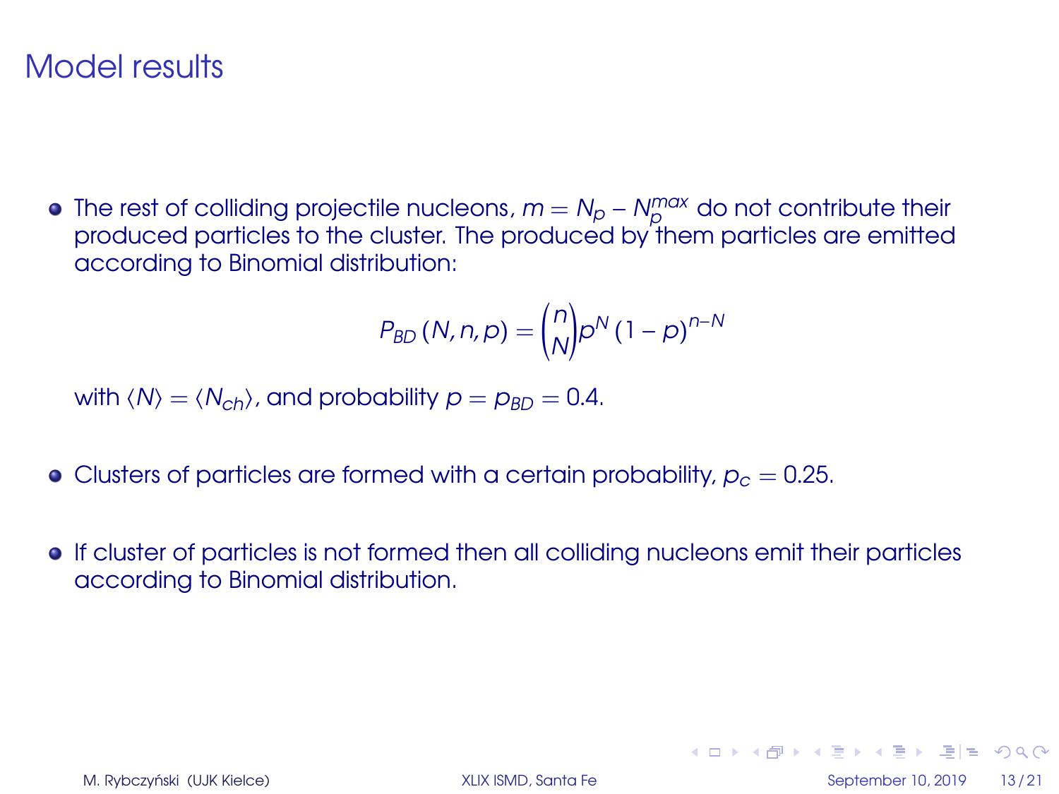# Model results

- The rest of colliding projectile nucleons, $m = N_p - N_p^{max}$ do not contribute their produced particles to the cluster. The produced by them particles are emitted according to Binomial distribution:

$$P_{BD}(N, n, p) = \binom{n}{N} p^N (1-p)^{n-N}$$

with $\langle N \rangle = \langle N_{ch} \rangle$, and probability $p = p_{BD} = 0.4$.

- Clusters of particles are formed with a certain probability, $p_c = 0.25$.

- If cluster of particles is not formed then all colliding nucleons emit their particles according to Binomial distribution.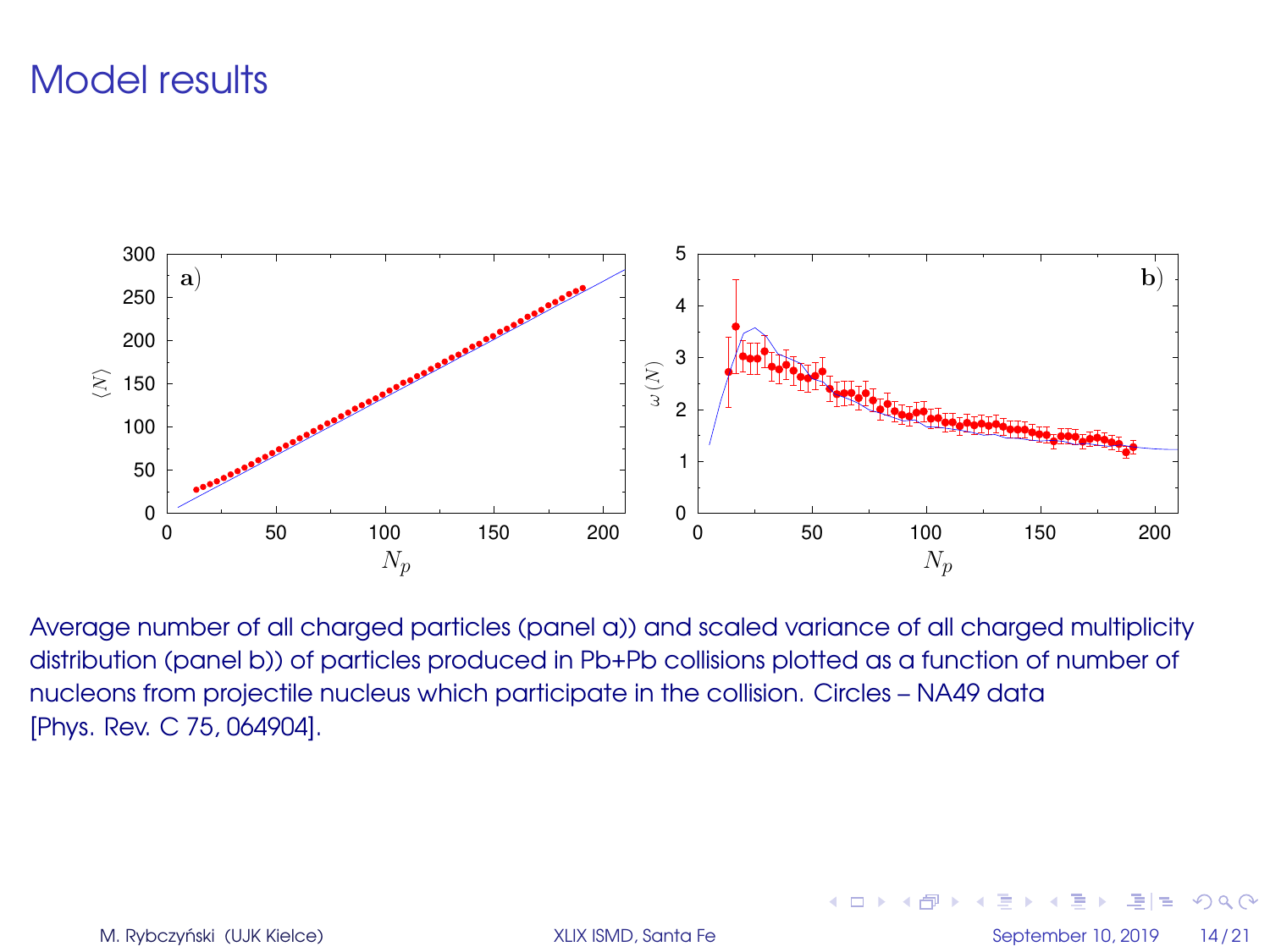# Model results

Average number of all charged particles (panel a)) and scaled variance of all charged multiplicity distribution (panel b)) of particles produced in Pb+Pb collisions plotted as a function of number of nucleons from projectile nucleus which participate in the collision. Circles – NA49 data [Phys. Rev. C 75, 064904].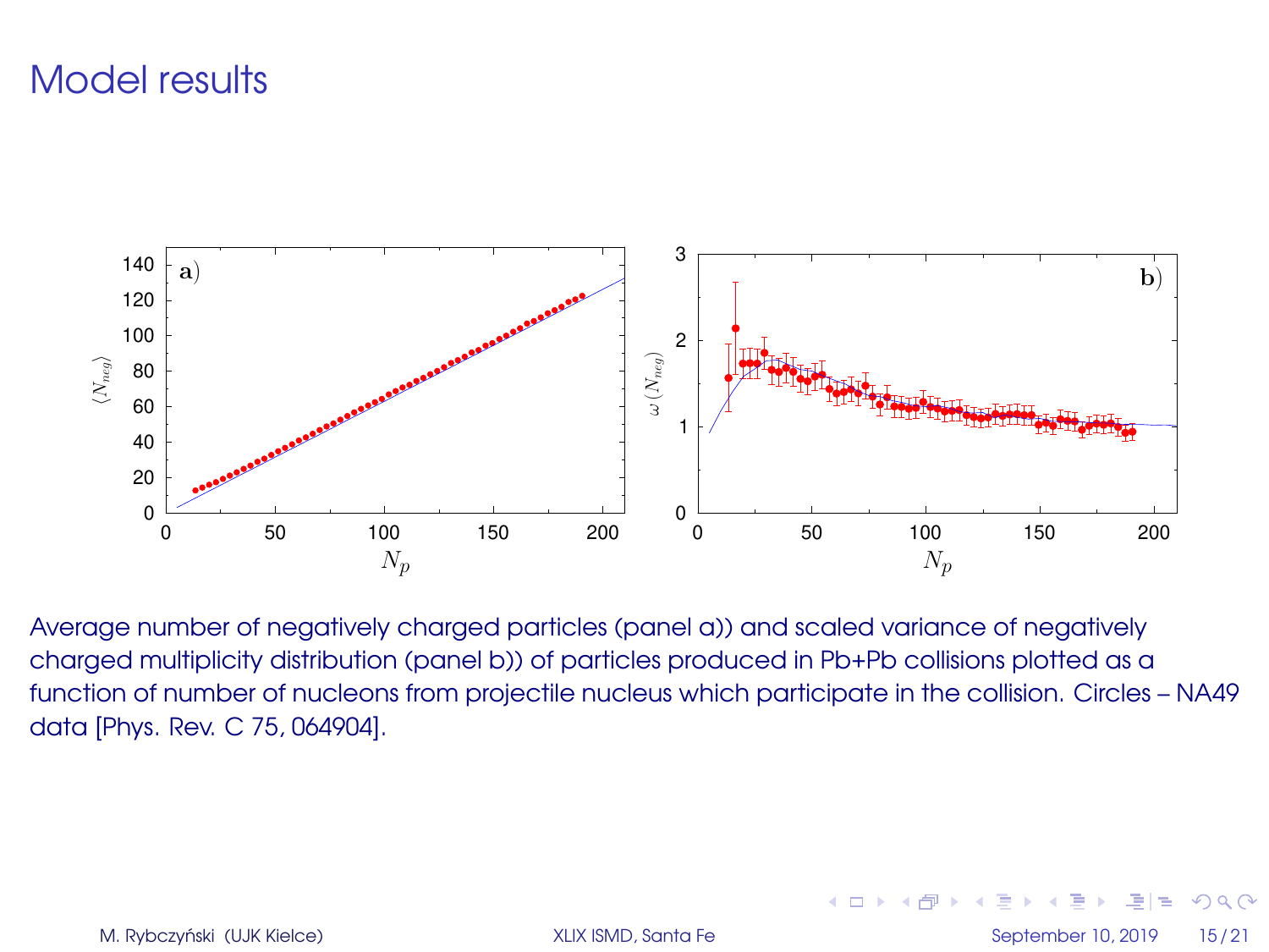# Model results

Average number of negatively charged particles (panel a)) and scaled variance of negatively charged multiplicity distribution (panel b)) of particles produced in Pb+Pb collisions plotted as a function of number of nucleons from projectile nucleus which participate in the collision. Circles – NA49 data [Phys. Rev. C 75, 064904].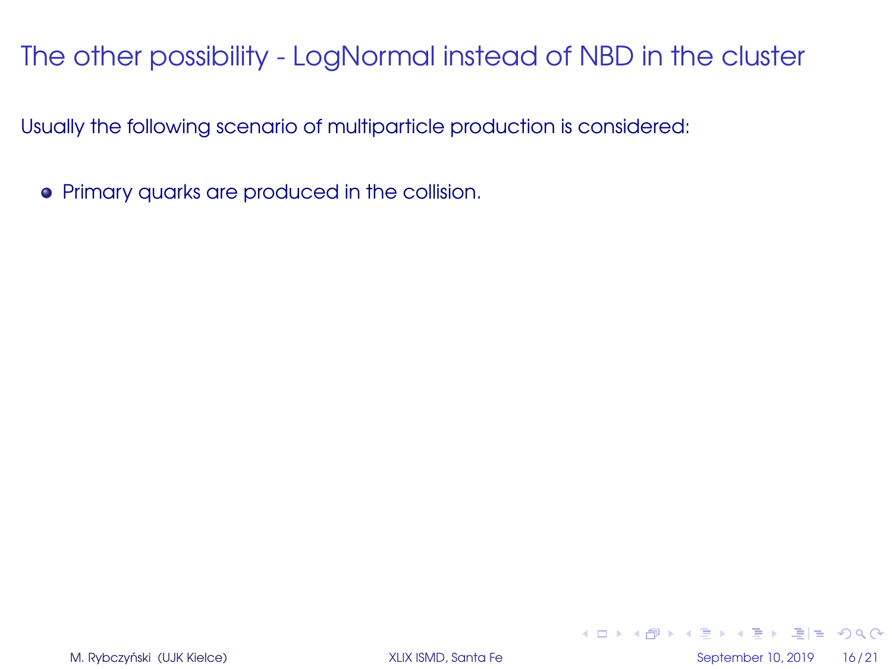# The other possibility - LogNormal instead of NBD in the cluster

Usually the following scenario of multiparticle production is considered:

- Primary quarks are produced in the collision.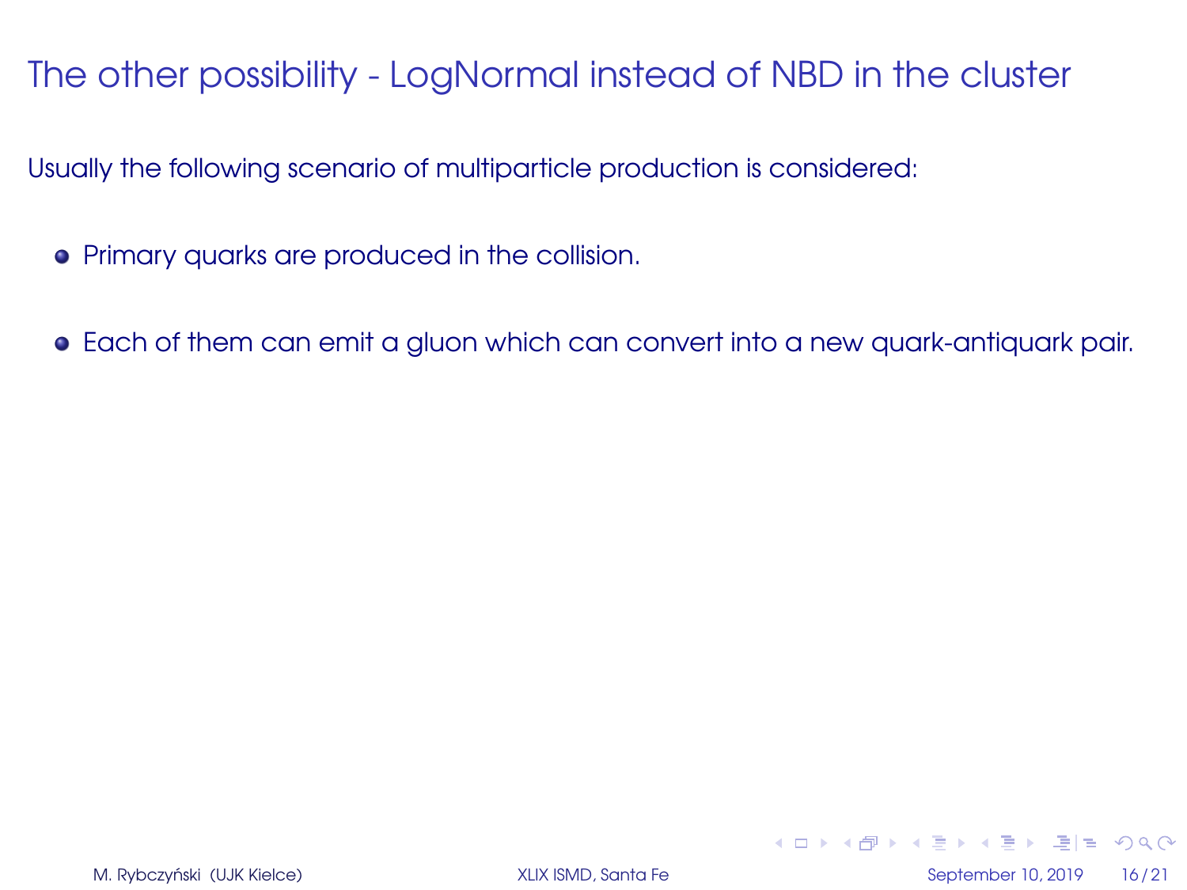# The other possibility - LogNormal instead of NBD in the cluster

Usually the following scenario of multiparticle production is considered:

- Primary quarks are produced in the collision.
- Each of them can emit a gluon which can convert into a new quark-antiquark pair.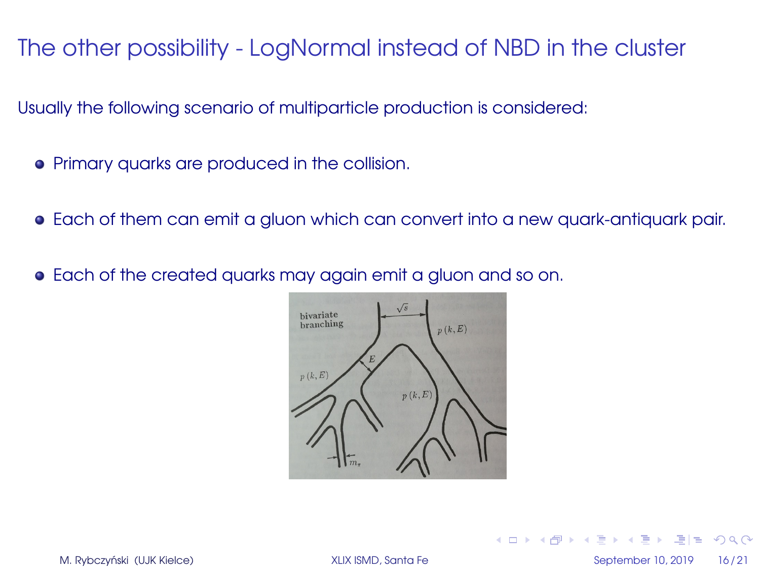# The other possibility - LogNormal instead of NBD in the cluster

Usually the following scenario of multiparticle production is considered:

- Primary quarks are produced in the collision.
- Each of them can emit a gluon which can convert into a new quark-antiquark pair.
- Each of the created quarks may again emit a gluon and so on.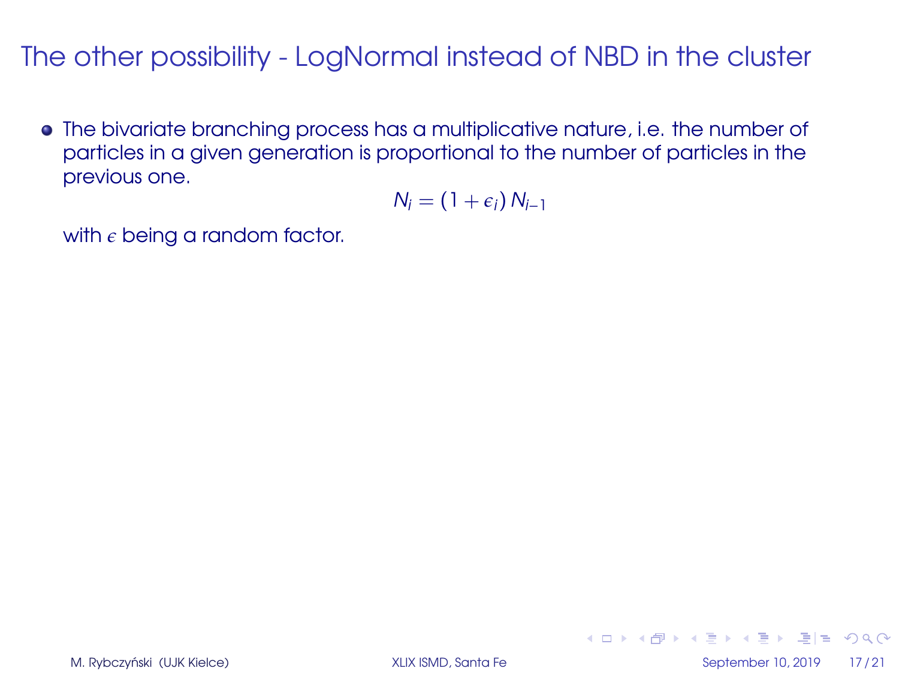# The other possibility - LogNormal instead of NBD in the cluster

- The bivariate branching process has a multiplicative nature, i.e. the number of particles in a given generation is proportional to the number of particles in the previous one.

$$N_i = (1 + \epsilon_i)\, N_{i-1}$$

  with $\epsilon$ being a random factor.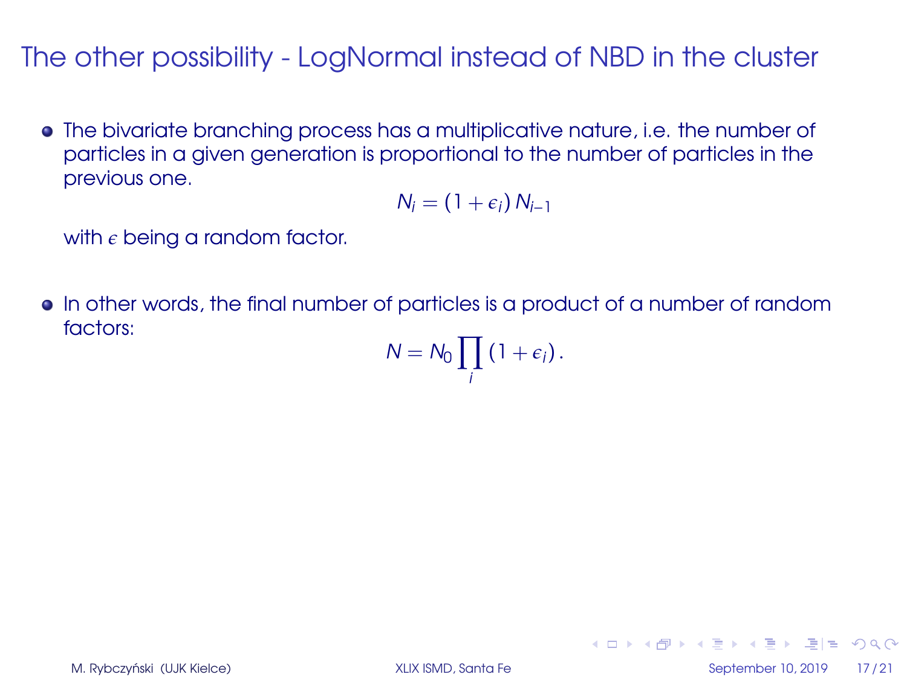# The other possibility - LogNormal instead of NBD in the cluster

- The bivariate branching process has a multiplicative nature, i.e. the number of particles in a given generation is proportional to the number of particles in the previous one.

$$N_i = (1 + \epsilon_i)\, N_{i-1}$$

  with $\epsilon$ being a random factor.

- In other words, the final number of particles is a product of a number of random factors:

$$N = N_0 \prod_i (1 + \epsilon_i)\,.$$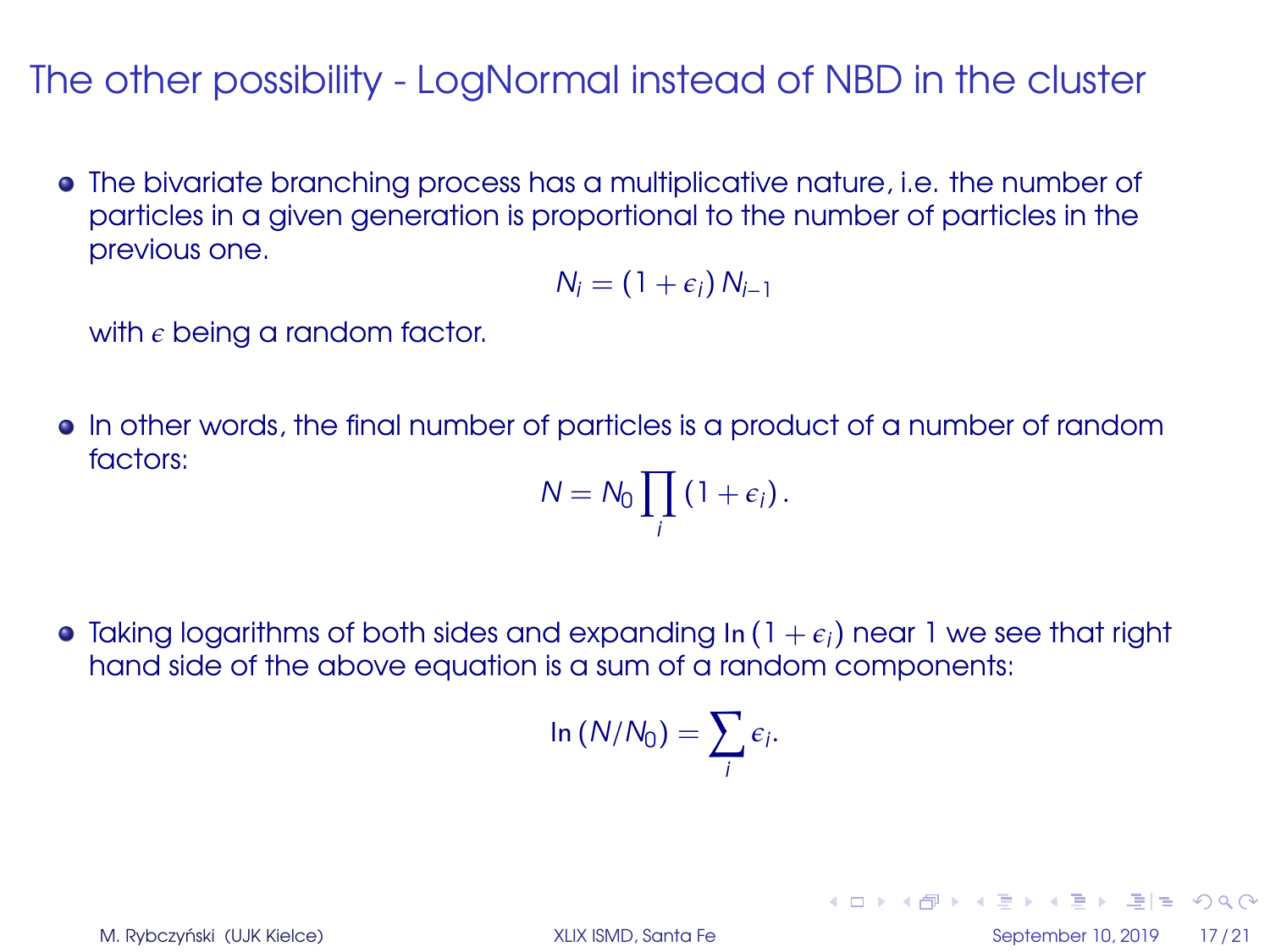# The other possibility - LogNormal instead of NBD in the cluster

- The bivariate branching process has a multiplicative nature, i.e. the number of particles in a given generation is proportional to the number of particles in the previous one.

$$N_i = (1 + \epsilon_i) N_{i-1}$$

  with $\epsilon$ being a random factor.

- In other words, the final number of particles is a product of a number of random factors:

$$N = N_0 \prod_i (1 + \epsilon_i).$$

- Taking logarithms of both sides and expanding $\ln(1 + \epsilon_i)$ near 1 we see that right hand side of the above equation is a sum of a random components:

$$\ln(N/N_0) = \sum_i \epsilon_i.$$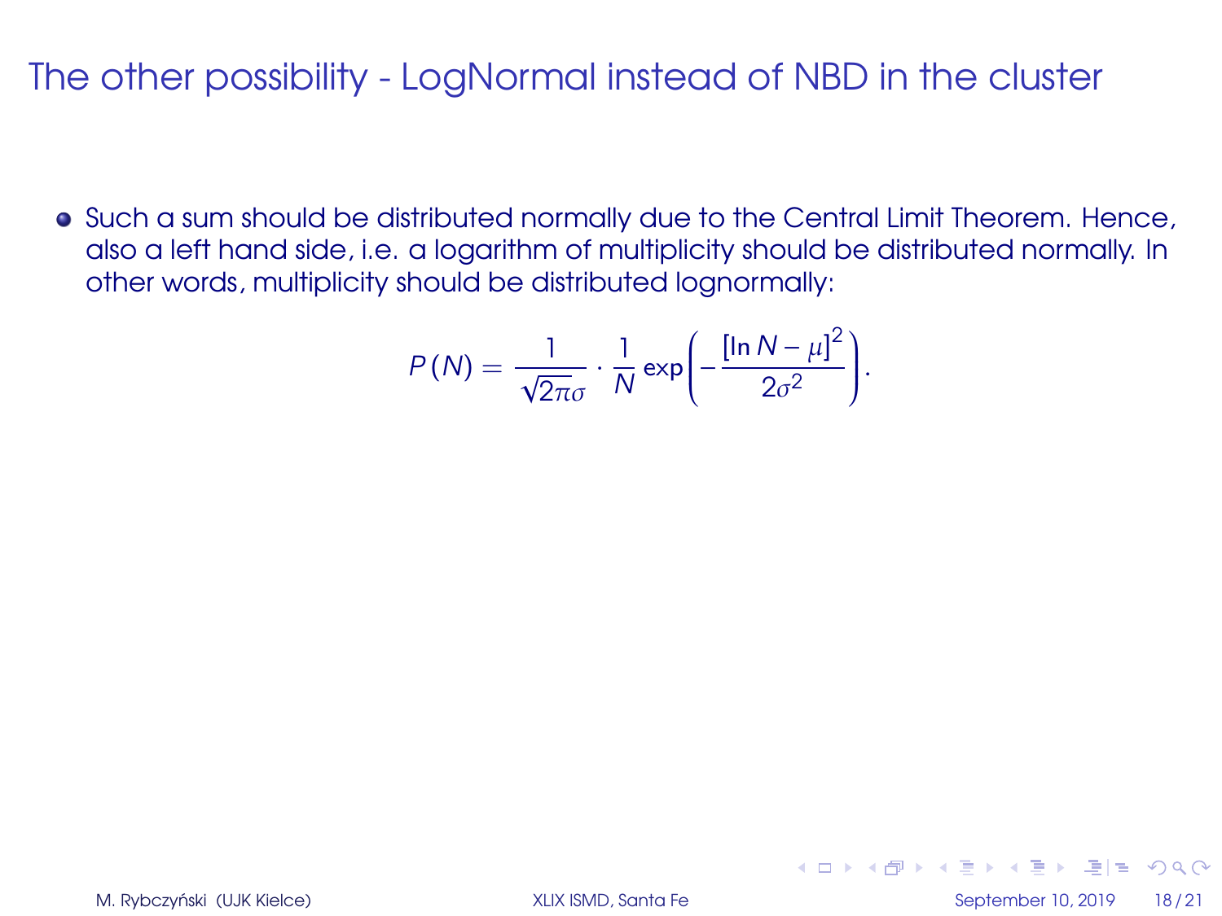# The other possibility - LogNormal instead of NBD in the cluster

- Such a sum should be distributed normally due to the Central Limit Theorem. Hence, also a left hand side, i.e. a logarithm of multiplicity should be distributed normally. In other words, multiplicity should be distributed lognormally:

$$P(N) = \frac{1}{\sqrt{2\pi}\sigma} \cdot \frac{1}{N} \exp\left(-\frac{[\ln N - \mu]^2}{2\sigma^2}\right).$$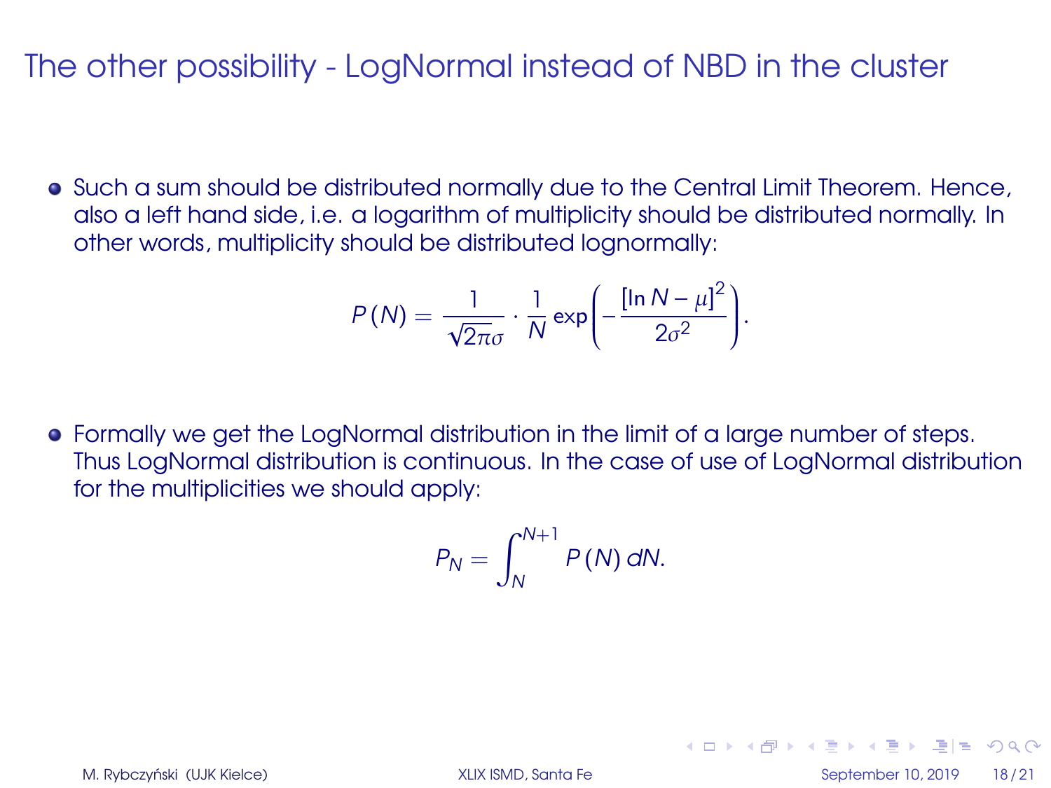# The other possibility - LogNormal instead of NBD in the cluster

- Such a sum should be distributed normally due to the Central Limit Theorem. Hence, also a left hand side, i.e. a logarithm of multiplicity should be distributed normally. In other words, multiplicity should be distributed lognormally:

$$P(N) = \frac{1}{\sqrt{2\pi}\sigma} \cdot \frac{1}{N} \exp\left( -\frac{[\ln N - \mu]^2}{2\sigma^2} \right).$$

- Formally we get the LogNormal distribution in the limit of a large number of steps. Thus LogNormal distribution is continuous. In the case of use of LogNormal distribution for the multiplicities we should apply:

$$P_N = \int_N^{N+1} P(N)\, dN.$$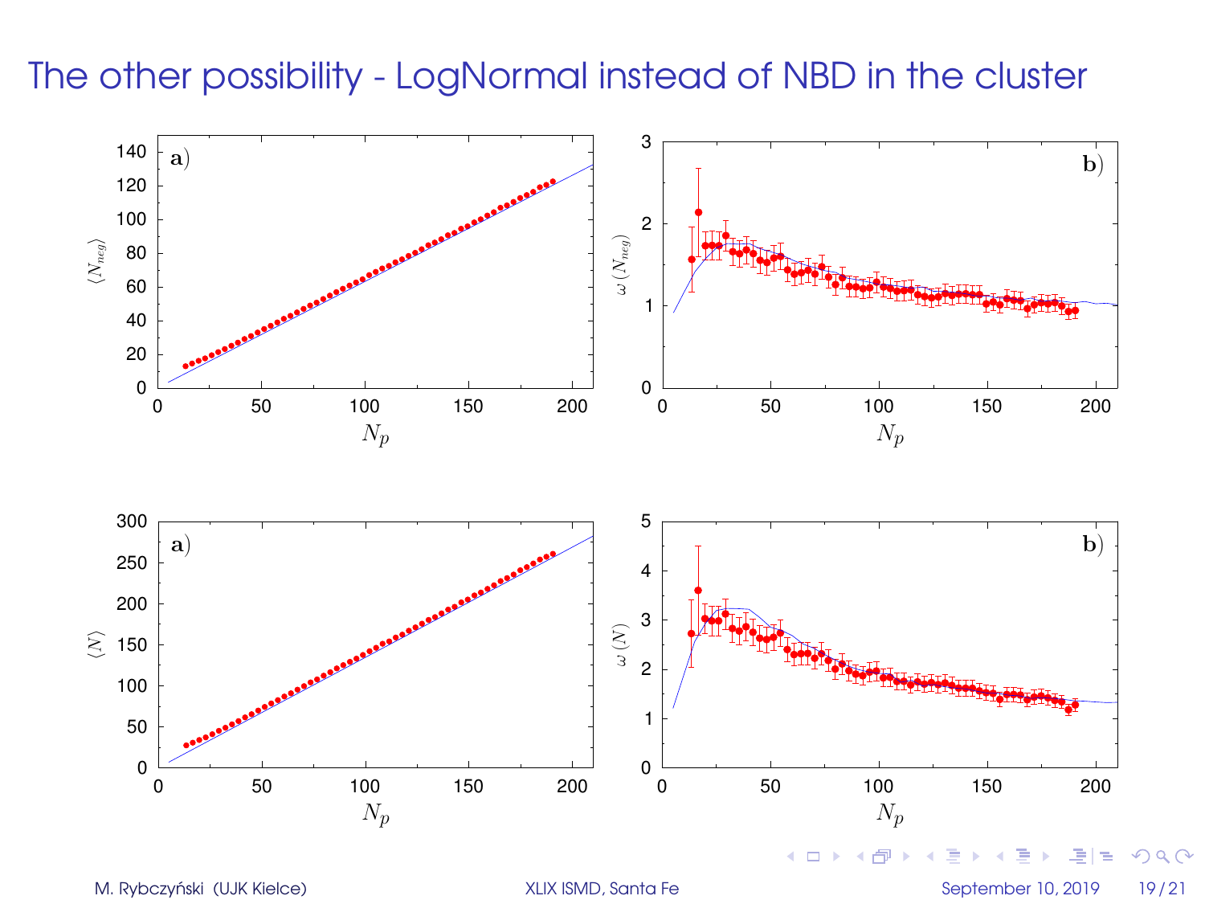# The other possibility - LogNormal instead of NBD in the cluster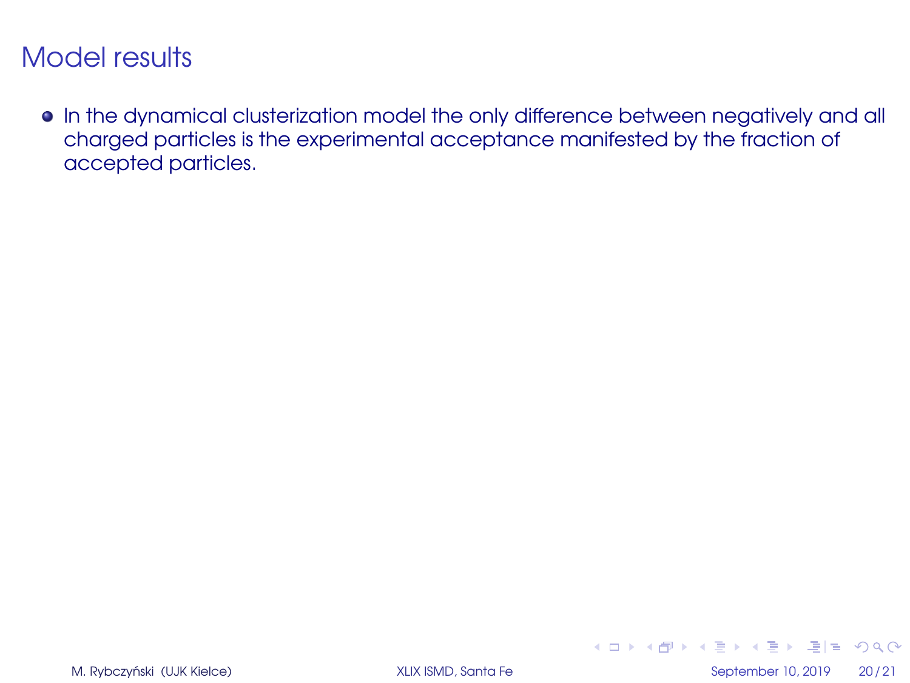# Model results

- In the dynamical clusterization model the only difference between negatively and all charged particles is the experimental acceptance manifested by the fraction of accepted particles.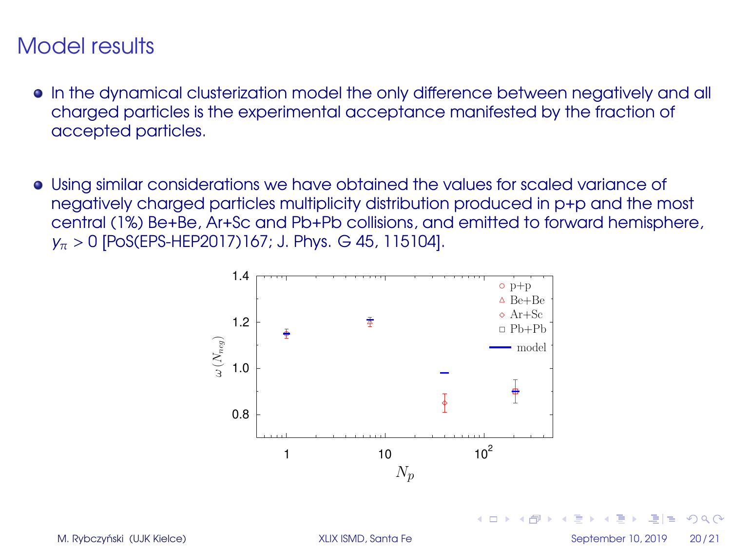# Model results

- In the dynamical clusterization model the only difference between negatively and all charged particles is the experimental acceptance manifested by the fraction of accepted particles.

- Using similar considerations we have obtained the values for scaled variance of negatively charged particles multiplicity distribution produced in p+p and the most central (1%) Be+Be, Ar+Sc and Pb+Pb collisions, and emitted to forward hemisphere, $y_\pi > 0$ [PoS(EPS-HEP2017)167; J. Phys. G 45, 115104].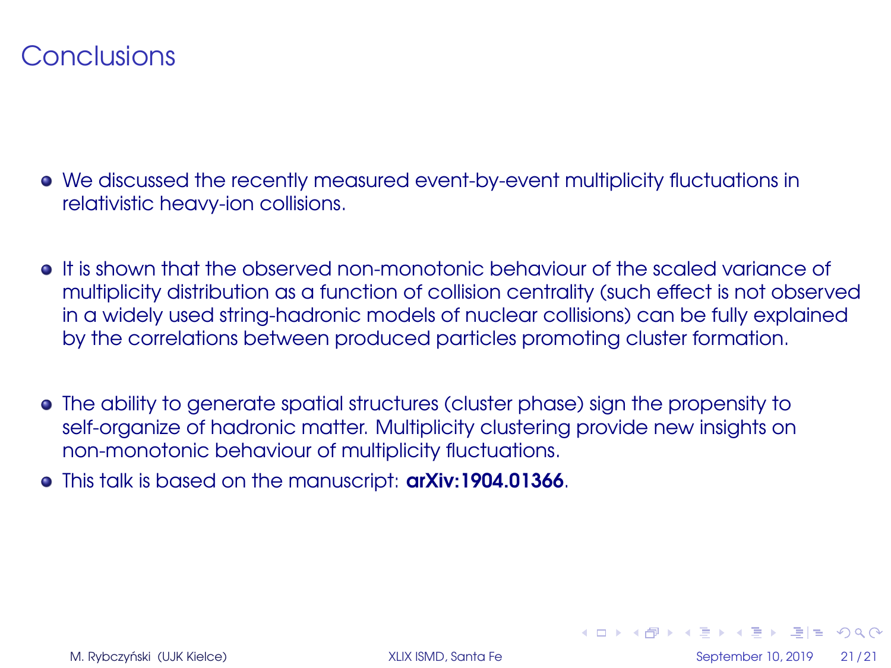# Conclusions

- We discussed the recently measured event-by-event multiplicity fluctuations in relativistic heavy-ion collisions.

- It is shown that the observed non-monotonic behaviour of the scaled variance of multiplicity distribution as a function of collision centrality (such effect is not observed in a widely used string-hadronic models of nuclear collisions) can be fully explained by the correlations between produced particles promoting cluster formation.

- The ability to generate spatial structures (cluster phase) sign the propensity to self-organize of hadronic matter. Multiplicity clustering provide new insights on non-monotonic behaviour of multiplicity fluctuations.
- This talk is based on the manuscript: **arXiv:1904.01366**.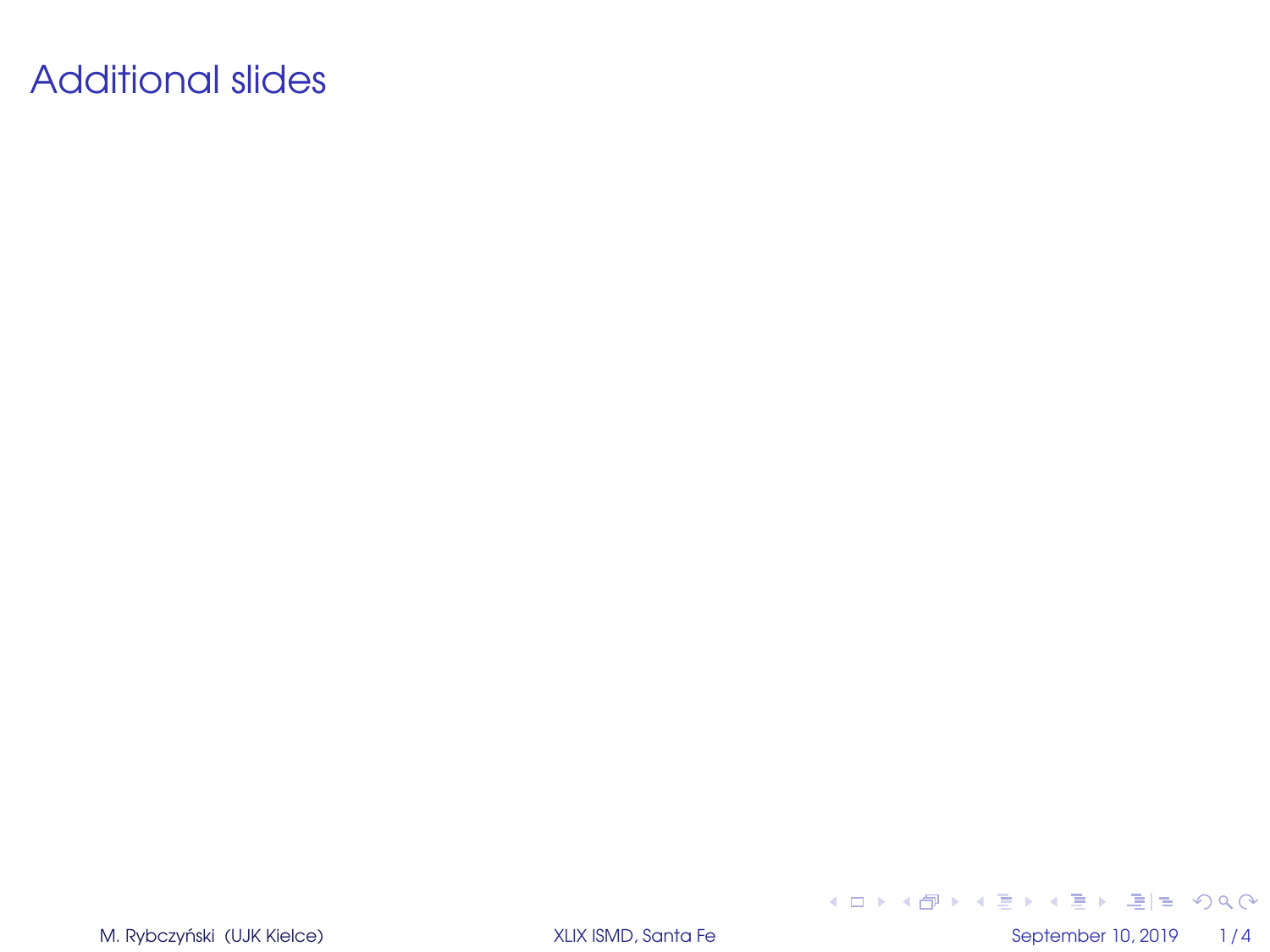# Additional slides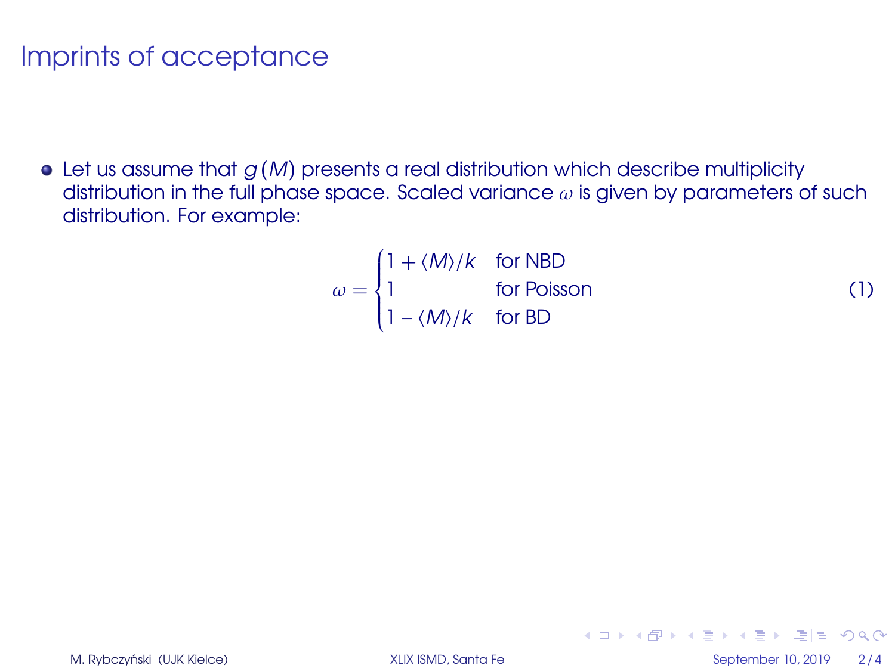# Imprints of acceptance

- Let us assume that $g(M)$ presents a real distribution which describe multiplicity distribution in the full phase space. Scaled variance $\omega$ is given by parameters of such distribution. For example:

$$\omega = \begin{cases} 1 + \langle M \rangle / k & \text{for NBD} \\ 1 & \text{for Poisson} \\ 1 - \langle M \rangle / k & \text{for BD} \end{cases} \tag{1}$$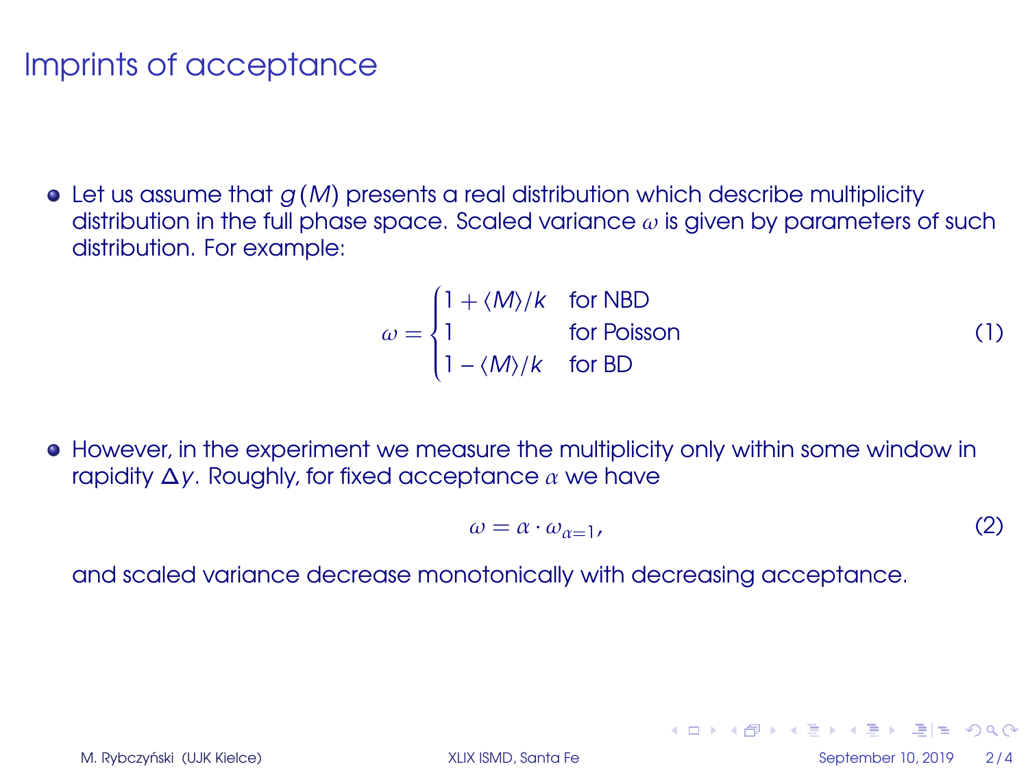# Imprints of acceptance

- Let us assume that $g(M)$ presents a real distribution which describe multiplicity distribution in the full phase space. Scaled variance $\omega$ is given by parameters of such distribution. For example:

$$\omega = \begin{cases} 1 + \langle M \rangle / k & \text{for NBD} \\ 1 & \text{for Poisson} \\ 1 - \langle M \rangle / k & \text{for BD} \end{cases} \tag{1}$$

- However, in the experiment we measure the multiplicity only within some window in rapidity $\Delta y$. Roughly, for fixed acceptance $\alpha$ we have

$$\omega = \alpha \cdot \omega_{\alpha=1}, \tag{2}$$

  and scaled variance decrease monotonically with decreasing acceptance.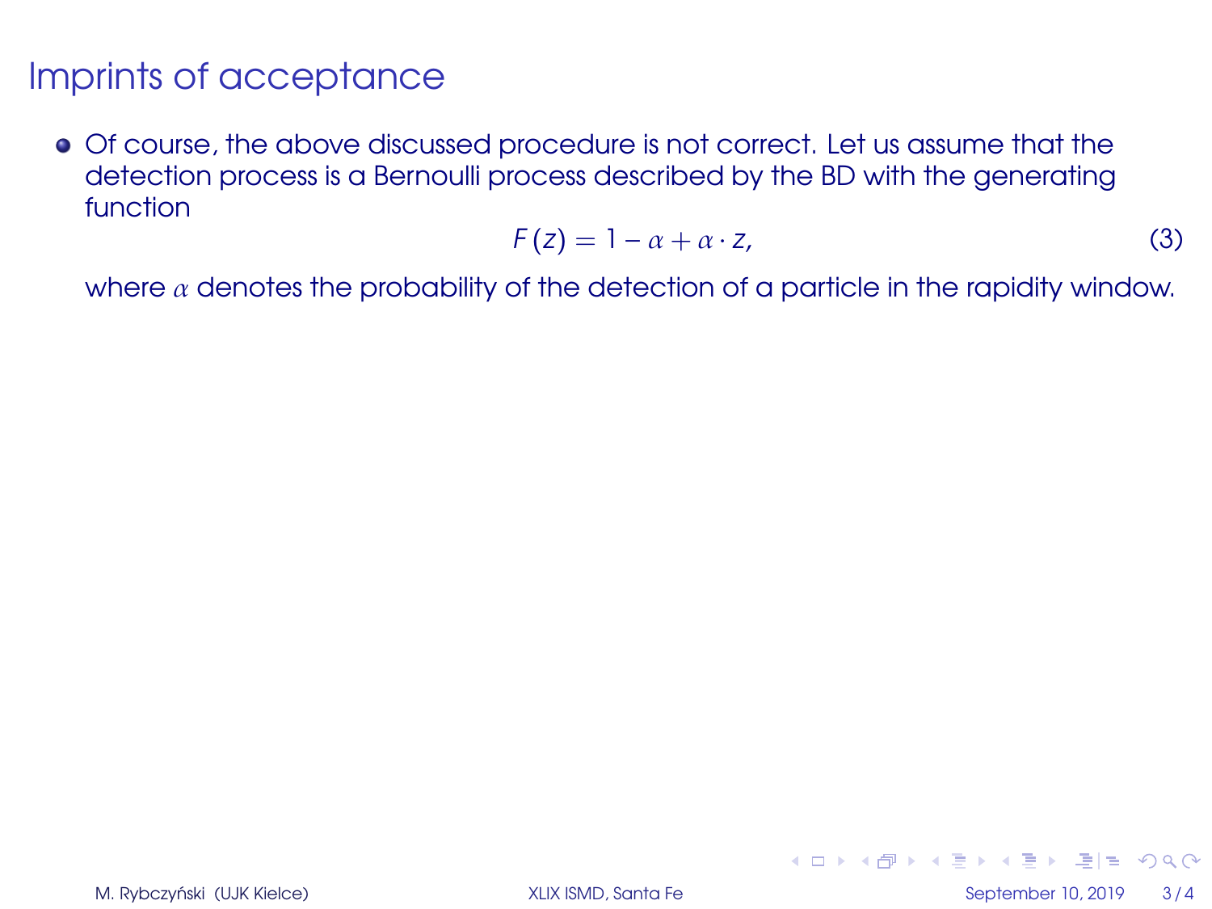# Imprints of acceptance

- Of course, the above discussed procedure is not correct. Let us assume that the detection process is a Bernoulli process described by the BD with the generating function

$$F(z) = 1 - \alpha + \alpha \cdot z, \tag{3}$$

where $\alpha$ denotes the probability of the detection of a particle in the rapidity window.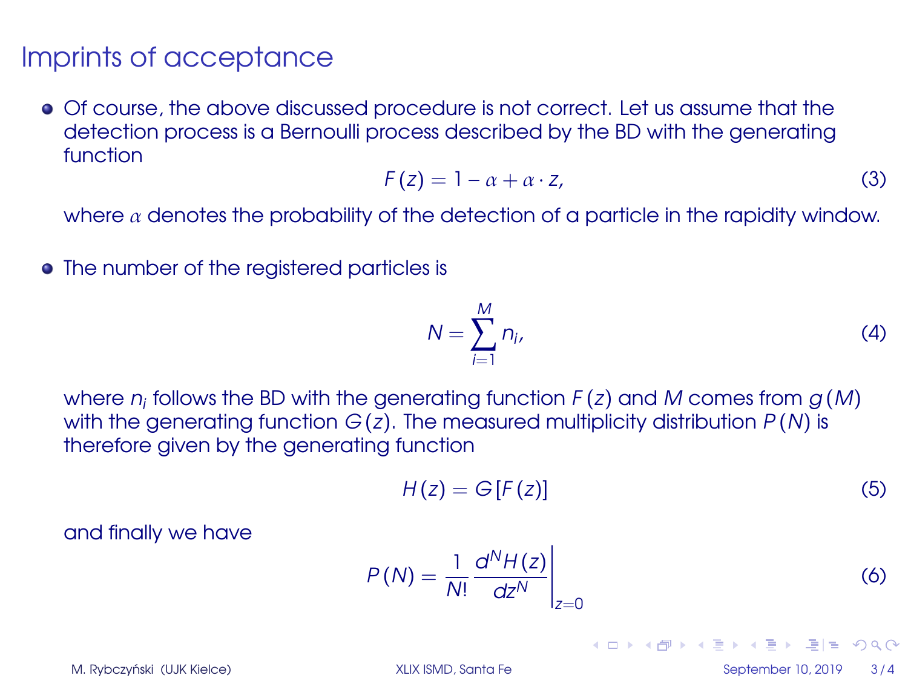# Imprints of acceptance

- Of course, the above discussed procedure is not correct. Let us assume that the detection process is a Bernoulli process described by the BD with the generating function

$$F(z) = 1 - \alpha + \alpha \cdot z, \tag{3}$$

where $\alpha$ denotes the probability of the detection of a particle in the rapidity window.

- The number of the registered particles is

$$N = \sum_{i=1}^{M} n_i, \tag{4}$$

where $n_i$ follows the BD with the generating function $F(z)$ and $M$ comes from $g(M)$ with the generating function $G(z)$. The measured multiplicity distribution $P(N)$ is therefore given by the generating function

$$H(z) = G[F(z)] \tag{5}$$

and finally we have

$$P(N) = \frac{1}{N!} \frac{d^N H(z)}{dz^N}\bigg|_{z=0} \tag{6}$$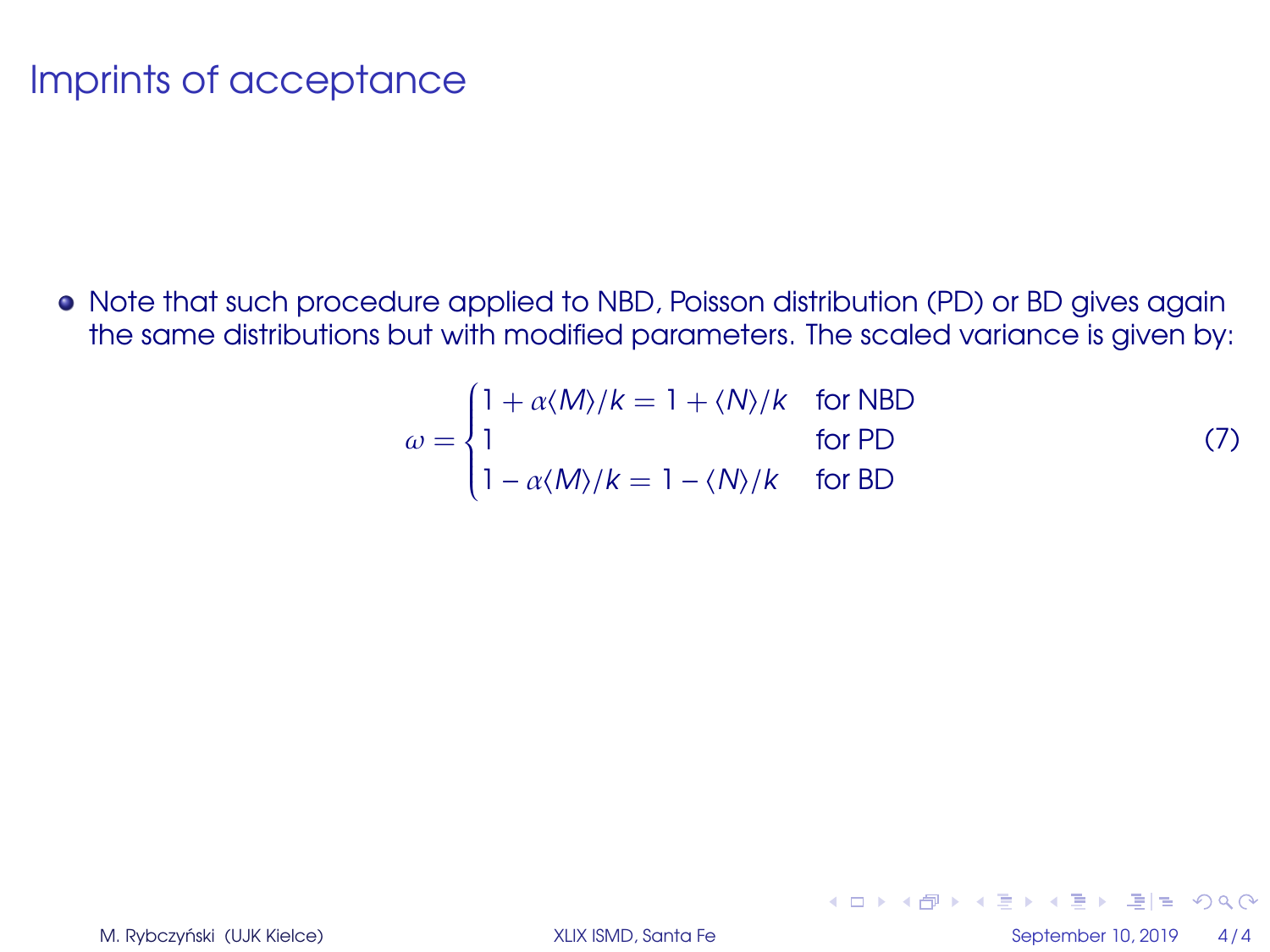# Imprints of acceptance

- Note that such procedure applied to NBD, Poisson distribution (PD) or BD gives again the same distributions but with modified parameters. The scaled variance is given by:

$$\omega = \begin{cases} 1 + \alpha\langle M\rangle/k = 1 + \langle N\rangle/k & \text{for NBD} \\ 1 & \text{for PD} \\ 1 - \alpha\langle M\rangle/k = 1 - \langle N\rangle/k & \text{for BD} \end{cases} \tag{7}$$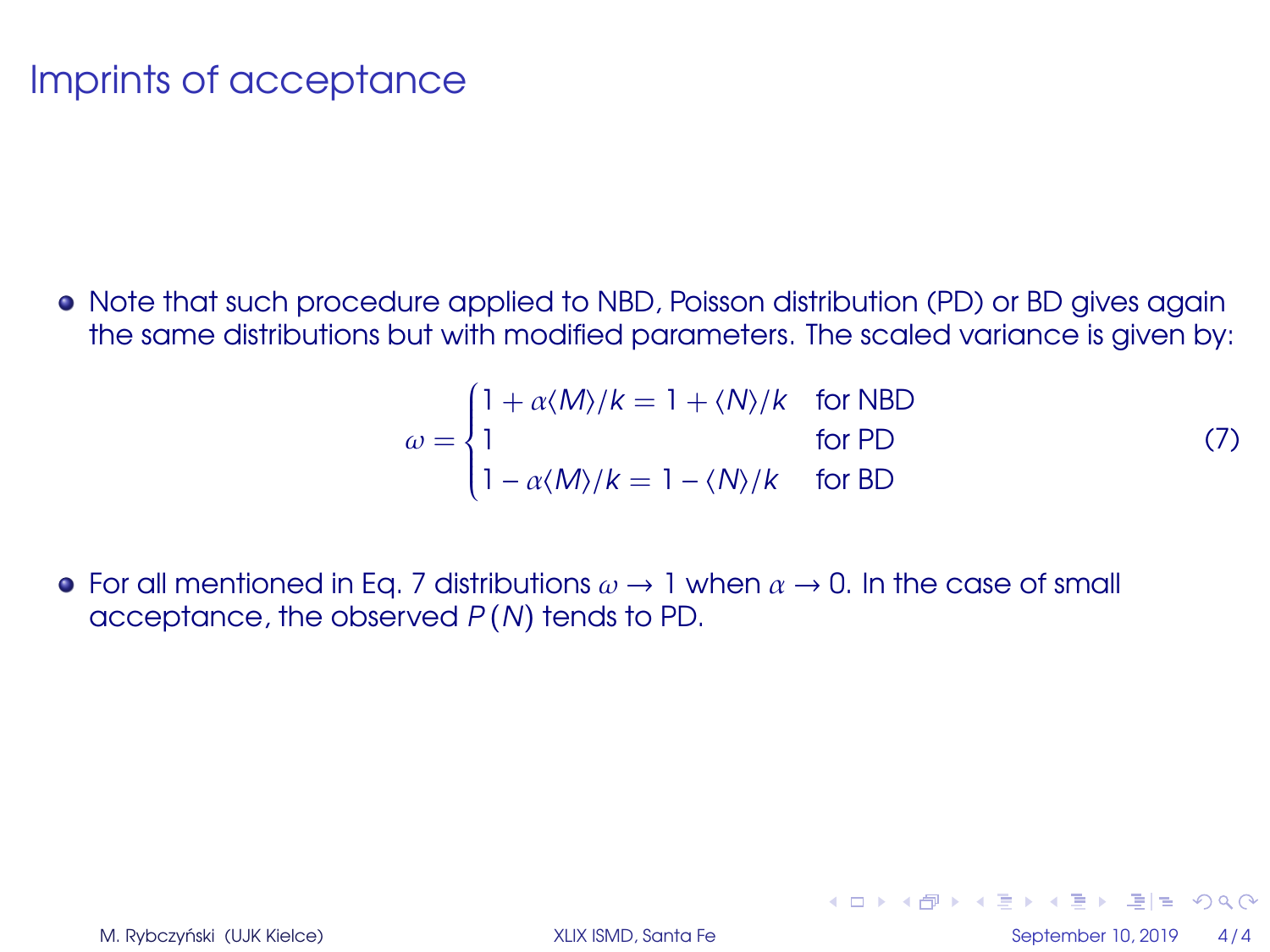# Imprints of acceptance

- Note that such procedure applied to NBD, Poisson distribution (PD) or BD gives again the same distributions but with modified parameters. The scaled variance is given by:

$$\omega = \begin{cases} 1 + \alpha\langle M\rangle/k = 1 + \langle N\rangle/k & \text{for NBD} \\ 1 & \text{for PD} \\ 1 - \alpha\langle M\rangle/k = 1 - \langle N\rangle/k & \text{for BD} \end{cases} \tag{7}$$

- For all mentioned in Eq. 7 distributions $\omega \to 1$ when $\alpha \to 0$. In the case of small acceptance, the observed $P(N)$ tends to PD.